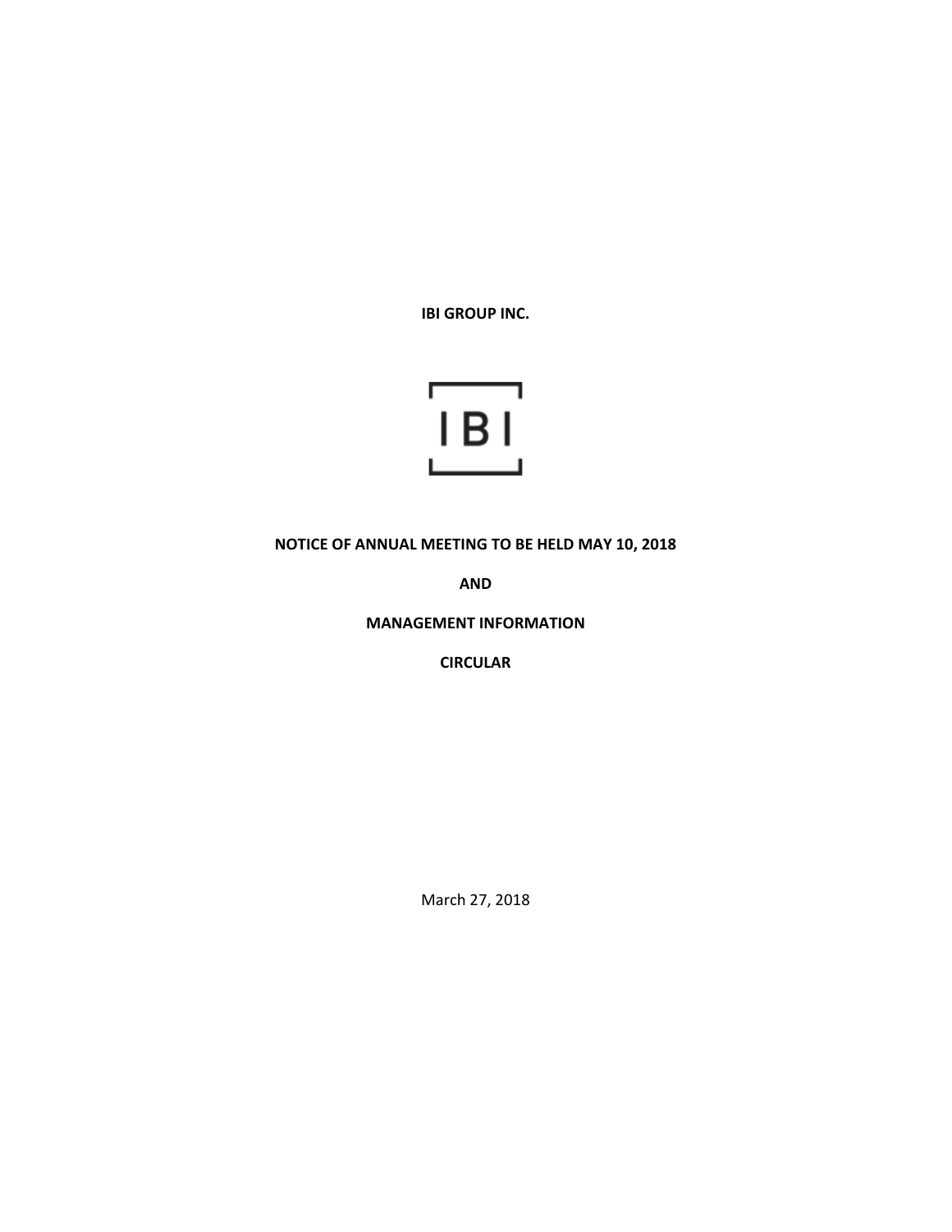**IBI GROUP INC.**

IBI

**NOTICE OF ANNUAL MEETING TO BE HELD MAY 10, 2018**

**AND**

**MANAGEMENT INFORMATION**

**CIRCULAR**

March 27, 2018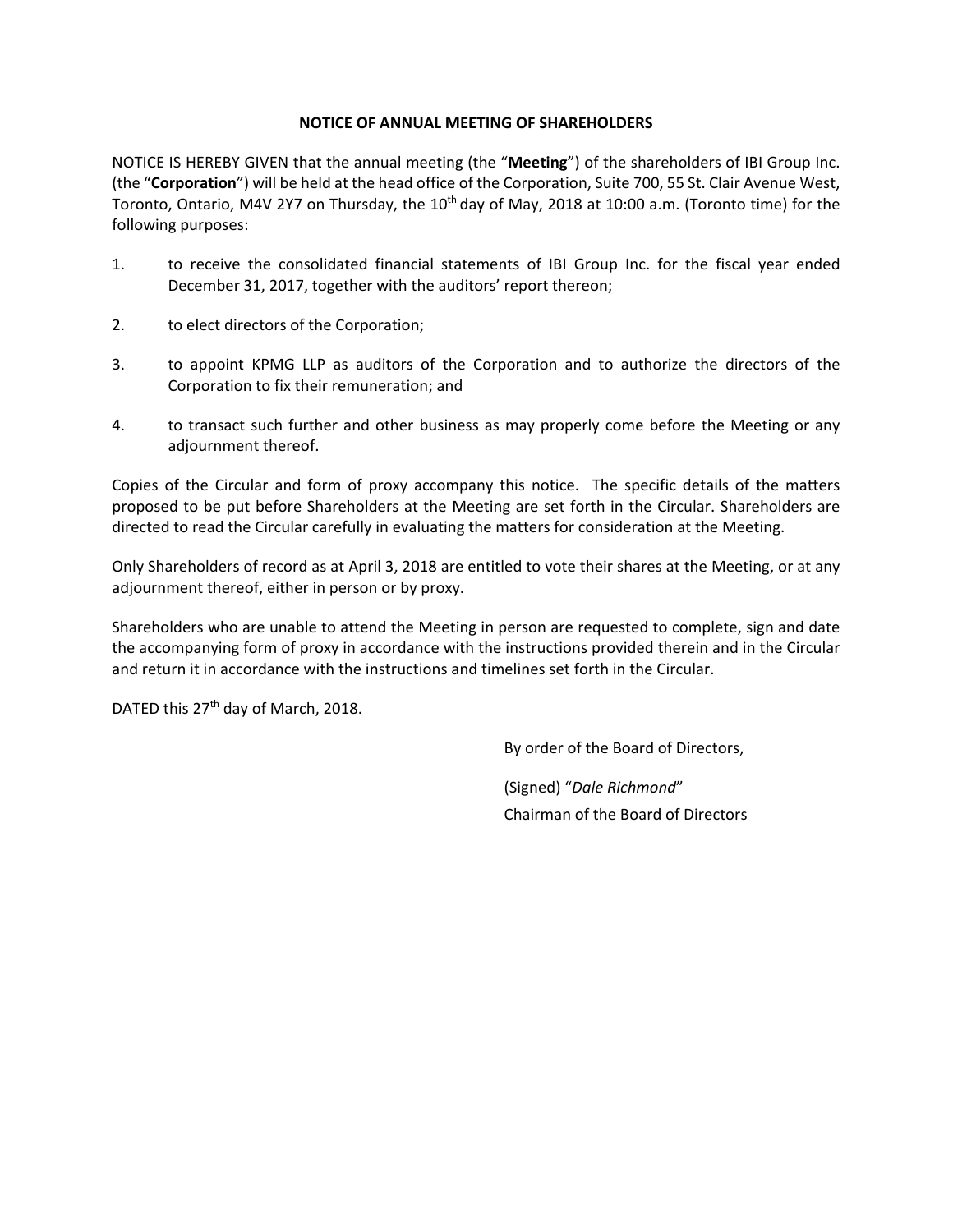# NOTICE OF ANNUAL MEETING OF SHAREHOLDERS

NOTICE IS HEREBY GIVEN that the annual meeting (the "**Meeting**") of the shareholders of IBI Group Inc. (the "**Corporation**") will be held at the head office of the Corporation, Suite 700, 55 St. Clair Avenue West, Toronto, Ontario, M4V 2Y7 on Thursday, the 10th day of May, 2018 at 10:00 a.m. (Toronto time) for the following purposes:

1. to receive the consolidated financial statements of IBI Group Inc. for the fiscal year ended December 31, 2017, together with the auditors' report thereon;

2. to elect directors of the Corporation;

3. to appoint KPMG LLP as auditors of the Corporation and to authorize the directors of the Corporation to fix their remuneration; and

4. to transact such further and other business as may properly come before the Meeting or any adjournment thereof.

Copies of the Circular and form of proxy accompany this notice. The specific details of the matters proposed to be put before Shareholders at the Meeting are set forth in the Circular. Shareholders are directed to read the Circular carefully in evaluating the matters for consideration at the Meeting.

Only Shareholders of record as at April 3, 2018 are entitled to vote their shares at the Meeting, or at any adjournment thereof, either in person or by proxy.

Shareholders who are unable to attend the Meeting in person are requested to complete, sign and date the accompanying form of proxy in accordance with the instructions provided therein and in the Circular and return it in accordance with the instructions and timelines set forth in the Circular.

DATED this 27th day of March, 2018.

By order of the Board of Directors,

(Signed) "*Dale Richmond*"
Chairman of the Board of Directors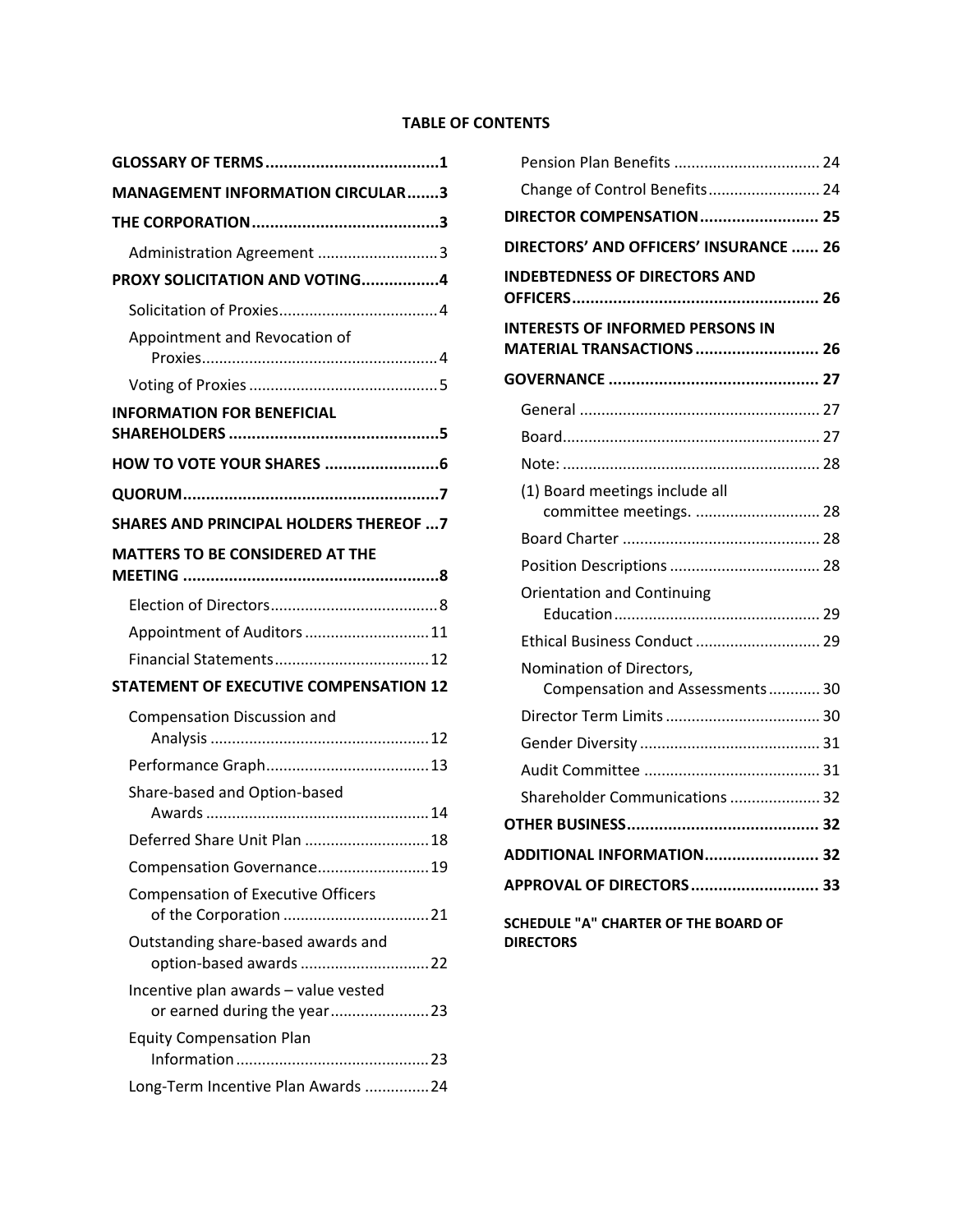**TABLE OF CONTENTS**

**GLOSSARY OF TERMS** ..................................... 1

**MANAGEMENT INFORMATION CIRCULAR** ....... 3

**THE CORPORATION** ......................................... 3

- Administration Agreement ........................... 3

**PROXY SOLICITATION AND VOTING** ................. 4

- Solicitation of Proxies .................................... 4
- Appointment and Revocation of Proxies ....................................................... 4
- Voting of Proxies ............................................ 5

**INFORMATION FOR BENEFICIAL SHAREHOLDERS** .............................................. 5

**HOW TO VOTE YOUR SHARES** ......................... 6

**QUORUM** ....................................................... 7

**SHARES AND PRINCIPAL HOLDERS THEREOF** ... 7

**MATTERS TO BE CONSIDERED AT THE MEETING** ....................................................... 8

- Election of Directors ....................................... 8
- Appointment of Auditors ............................ 11
- Financial Statements .................................... 12

**STATEMENT OF EXECUTIVE COMPENSATION** 12

- Compensation Discussion and Analysis ................................................... 12
- Performance Graph ...................................... 13
- Share-based and Option-based Awards .................................................... 14
- Deferred Share Unit Plan ............................ 18
- Compensation Governance .......................... 19
- Compensation of Executive Officers of the Corporation .................................. 21
- Outstanding share-based awards and option-based awards .............................. 22
- Incentive plan awards – value vested or earned during the year ....................... 23
- Equity Compensation Plan Information ............................................. 23
- Long-Term Incentive Plan Awards ............... 24
- Pension Plan Benefits .................................. 24
- Change of Control Benefits .......................... 24

**DIRECTOR COMPENSATION** .......................... 25

**DIRECTORS' AND OFFICERS' INSURANCE** ...... 26

**INDEBTEDNESS OF DIRECTORS AND OFFICERS** ...................................................... 26

**INTERESTS OF INFORMED PERSONS IN MATERIAL TRANSACTIONS** ........................... 26

**GOVERNANCE** ............................................. 27

- General ........................................................ 27
- Board ............................................................ 27
- Note: ............................................................ 28
- (1) Board meetings include all committee meetings. ............................. 28
- Board Charter .............................................. 28
- Position Descriptions ................................... 28
- Orientation and Continuing Education ................................................ 29
- Ethical Business Conduct ............................. 29
- Nomination of Directors, Compensation and Assessments ............ 30
- Director Term Limits .................................... 30
- Gender Diversity .......................................... 31
- Audit Committee ......................................... 31
- Shareholder Communications ..................... 32

**OTHER BUSINESS** .......................................... 32

**ADDITIONAL INFORMATION** ......................... 32

**APPROVAL OF DIRECTORS** ............................ 33

**SCHEDULE "A" CHARTER OF THE BOARD OF DIRECTORS**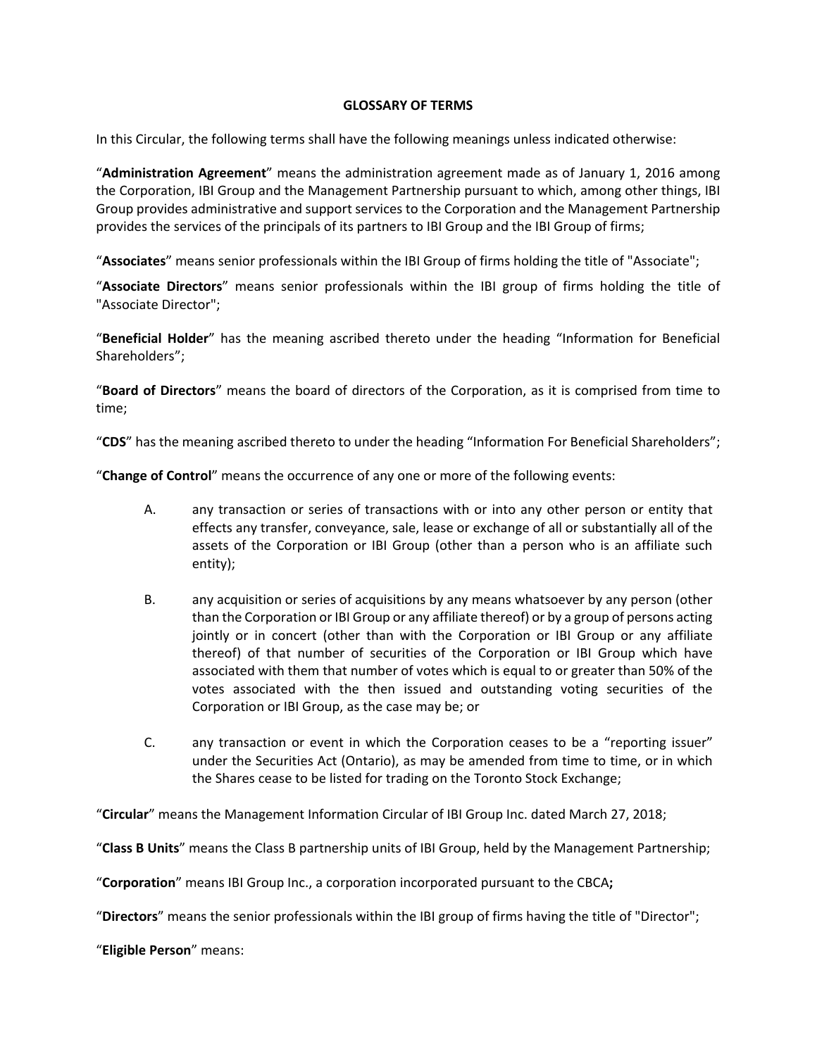## GLOSSARY OF TERMS

In this Circular, the following terms shall have the following meanings unless indicated otherwise:

"**Administration Agreement**" means the administration agreement made as of January 1, 2016 among the Corporation, IBI Group and the Management Partnership pursuant to which, among other things, IBI Group provides administrative and support services to the Corporation and the Management Partnership provides the services of the principals of its partners to IBI Group and the IBI Group of firms;

"**Associates**" means senior professionals within the IBI Group of firms holding the title of "Associate";

"**Associate Directors**" means senior professionals within the IBI group of firms holding the title of "Associate Director";

"**Beneficial Holder**" has the meaning ascribed thereto under the heading "Information for Beneficial Shareholders";

"**Board of Directors**" means the board of directors of the Corporation, as it is comprised from time to time;

"**CDS**" has the meaning ascribed thereto to under the heading "Information For Beneficial Shareholders";

"**Change of Control**" means the occurrence of any one or more of the following events:

A. any transaction or series of transactions with or into any other person or entity that effects any transfer, conveyance, sale, lease or exchange of all or substantially all of the assets of the Corporation or IBI Group (other than a person who is an affiliate such entity);

B. any acquisition or series of acquisitions by any means whatsoever by any person (other than the Corporation or IBI Group or any affiliate thereof) or by a group of persons acting jointly or in concert (other than with the Corporation or IBI Group or any affiliate thereof) of that number of securities of the Corporation or IBI Group which have associated with them that number of votes which is equal to or greater than 50% of the votes associated with the then issued and outstanding voting securities of the Corporation or IBI Group, as the case may be; or

C. any transaction or event in which the Corporation ceases to be a "reporting issuer" under the Securities Act (Ontario), as may be amended from time to time, or in which the Shares cease to be listed for trading on the Toronto Stock Exchange;

"**Circular**" means the Management Information Circular of IBI Group Inc. dated March 27, 2018;

"**Class B Units**" means the Class B partnership units of IBI Group, held by the Management Partnership;

"**Corporation**" means IBI Group Inc., a corporation incorporated pursuant to the CBCA**;**

"**Directors**" means the senior professionals within the IBI group of firms having the title of "Director";

"**Eligible Person**" means: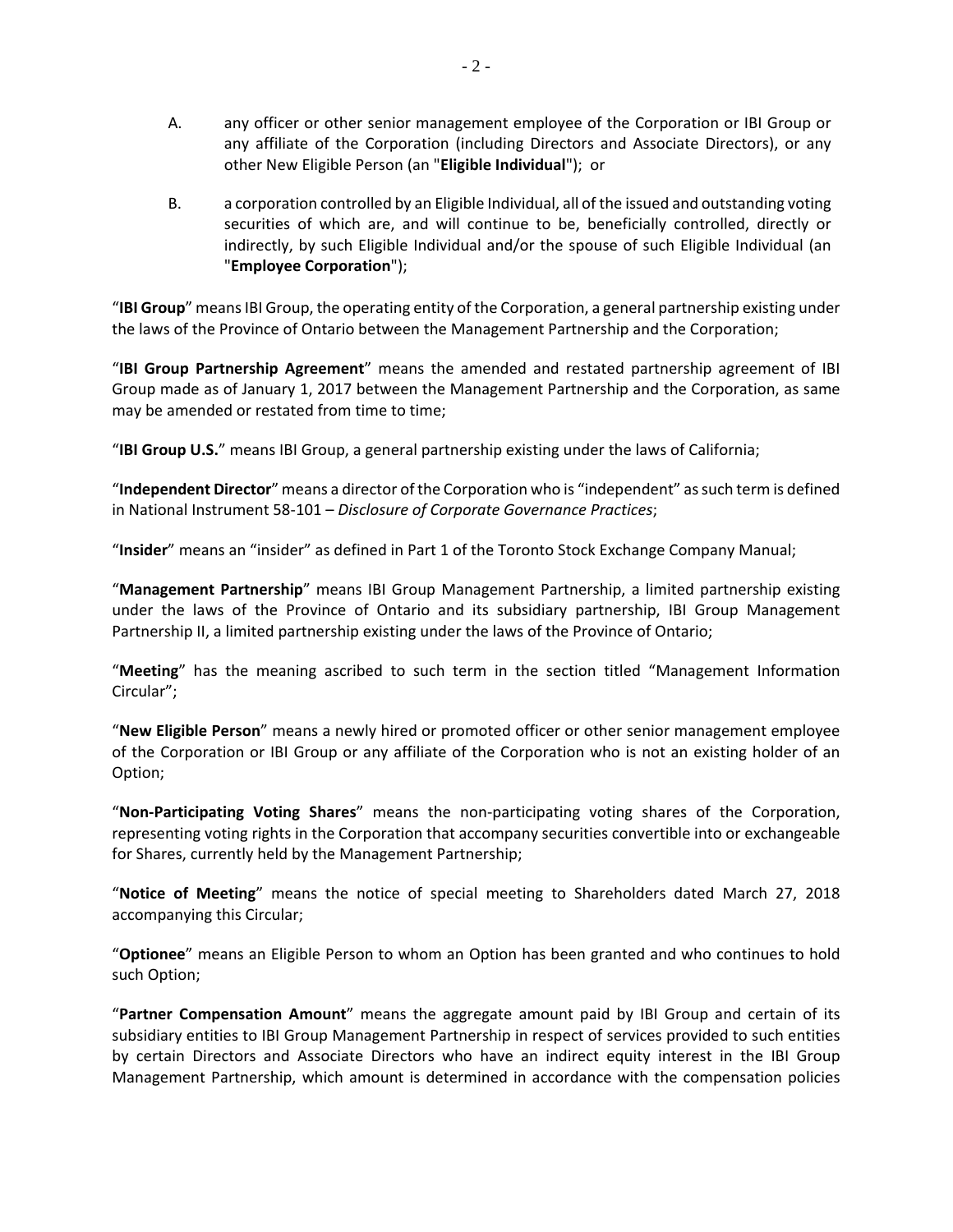A. any officer or other senior management employee of the Corporation or IBI Group or any affiliate of the Corporation (including Directors and Associate Directors), or any other New Eligible Person (an "**Eligible Individual**"); or

B. a corporation controlled by an Eligible Individual, all of the issued and outstanding voting securities of which are, and will continue to be, beneficially controlled, directly or indirectly, by such Eligible Individual and/or the spouse of such Eligible Individual (an "**Employee Corporation**");

"**IBI Group**" means IBI Group, the operating entity of the Corporation, a general partnership existing under the laws of the Province of Ontario between the Management Partnership and the Corporation;

"**IBI Group Partnership Agreement**" means the amended and restated partnership agreement of IBI Group made as of January 1, 2017 between the Management Partnership and the Corporation, as same may be amended or restated from time to time;

"**IBI Group U.S.**" means IBI Group, a general partnership existing under the laws of California;

"**Independent Director**" means a director of the Corporation who is "independent" as such term is defined in National Instrument 58-101 – *Disclosure of Corporate Governance Practices*;

"**Insider**" means an "insider" as defined in Part 1 of the Toronto Stock Exchange Company Manual;

"**Management Partnership**" means IBI Group Management Partnership, a limited partnership existing under the laws of the Province of Ontario and its subsidiary partnership, IBI Group Management Partnership II, a limited partnership existing under the laws of the Province of Ontario;

"**Meeting**" has the meaning ascribed to such term in the section titled "Management Information Circular";

"**New Eligible Person**" means a newly hired or promoted officer or other senior management employee of the Corporation or IBI Group or any affiliate of the Corporation who is not an existing holder of an Option;

"**Non-Participating Voting Shares**" means the non-participating voting shares of the Corporation, representing voting rights in the Corporation that accompany securities convertible into or exchangeable for Shares, currently held by the Management Partnership;

"**Notice of Meeting**" means the notice of special meeting to Shareholders dated March 27, 2018 accompanying this Circular;

"**Optionee**" means an Eligible Person to whom an Option has been granted and who continues to hold such Option;

"**Partner Compensation Amount**" means the aggregate amount paid by IBI Group and certain of its subsidiary entities to IBI Group Management Partnership in respect of services provided to such entities by certain Directors and Associate Directors who have an indirect equity interest in the IBI Group Management Partnership, which amount is determined in accordance with the compensation policies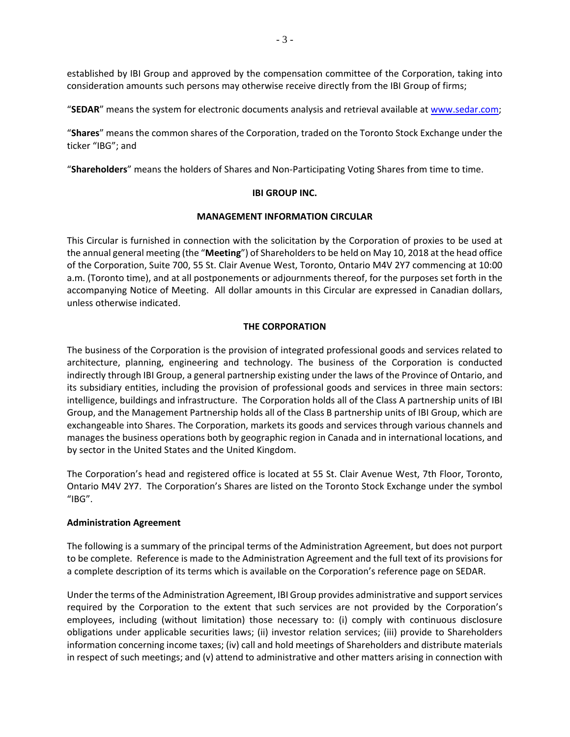established by IBI Group and approved by the compensation committee of the Corporation, taking into consideration amounts such persons may otherwise receive directly from the IBI Group of firms;

"**SEDAR**" means the system for electronic documents analysis and retrieval available at www.sedar.com;

"**Shares**" means the common shares of the Corporation, traded on the Toronto Stock Exchange under the ticker "IBG"; and

"**Shareholders**" means the holders of Shares and Non-Participating Voting Shares from time to time.

## IBI GROUP INC.

## MANAGEMENT INFORMATION CIRCULAR

This Circular is furnished in connection with the solicitation by the Corporation of proxies to be used at the annual general meeting (the "**Meeting**") of Shareholders to be held on May 10, 2018 at the head office of the Corporation, Suite 700, 55 St. Clair Avenue West, Toronto, Ontario M4V 2Y7 commencing at 10:00 a.m. (Toronto time), and at all postponements or adjournments thereof, for the purposes set forth in the accompanying Notice of Meeting. All dollar amounts in this Circular are expressed in Canadian dollars, unless otherwise indicated.

## THE CORPORATION

The business of the Corporation is the provision of integrated professional goods and services related to architecture, planning, engineering and technology. The business of the Corporation is conducted indirectly through IBI Group, a general partnership existing under the laws of the Province of Ontario, and its subsidiary entities, including the provision of professional goods and services in three main sectors: intelligence, buildings and infrastructure. The Corporation holds all of the Class A partnership units of IBI Group, and the Management Partnership holds all of the Class B partnership units of IBI Group, which are exchangeable into Shares. The Corporation, markets its goods and services through various channels and manages the business operations both by geographic region in Canada and in international locations, and by sector in the United States and the United Kingdom.

The Corporation's head and registered office is located at 55 St. Clair Avenue West, 7th Floor, Toronto, Ontario M4V 2Y7. The Corporation's Shares are listed on the Toronto Stock Exchange under the symbol "IBG".

### Administration Agreement

The following is a summary of the principal terms of the Administration Agreement, but does not purport to be complete. Reference is made to the Administration Agreement and the full text of its provisions for a complete description of its terms which is available on the Corporation's reference page on SEDAR.

Under the terms of the Administration Agreement, IBI Group provides administrative and support services required by the Corporation to the extent that such services are not provided by the Corporation's employees, including (without limitation) those necessary to: (i) comply with continuous disclosure obligations under applicable securities laws; (ii) investor relation services; (iii) provide to Shareholders information concerning income taxes; (iv) call and hold meetings of Shareholders and distribute materials in respect of such meetings; and (v) attend to administrative and other matters arising in connection with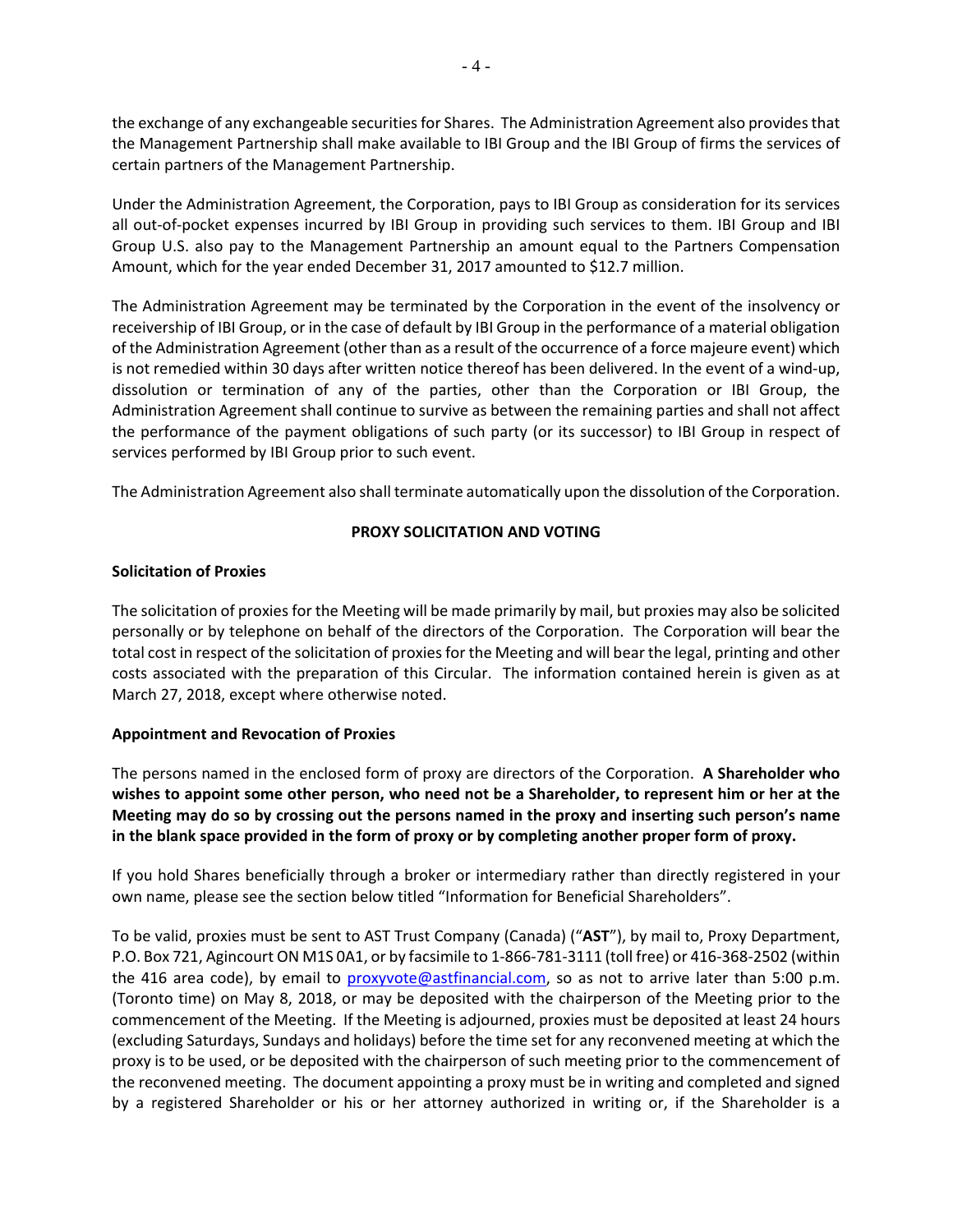the exchange of any exchangeable securities for Shares. The Administration Agreement also provides that the Management Partnership shall make available to IBI Group and the IBI Group of firms the services of certain partners of the Management Partnership.

Under the Administration Agreement, the Corporation, pays to IBI Group as consideration for its services all out-of-pocket expenses incurred by IBI Group in providing such services to them. IBI Group and IBI Group U.S. also pay to the Management Partnership an amount equal to the Partners Compensation Amount, which for the year ended December 31, 2017 amounted to $12.7 million.

The Administration Agreement may be terminated by the Corporation in the event of the insolvency or receivership of IBI Group, or in the case of default by IBI Group in the performance of a material obligation of the Administration Agreement (other than as a result of the occurrence of a force majeure event) which is not remedied within 30 days after written notice thereof has been delivered. In the event of a wind-up, dissolution or termination of any of the parties, other than the Corporation or IBI Group, the Administration Agreement shall continue to survive as between the remaining parties and shall not affect the performance of the payment obligations of such party (or its successor) to IBI Group in respect of services performed by IBI Group prior to such event.

The Administration Agreement also shall terminate automatically upon the dissolution of the Corporation.

## PROXY SOLICITATION AND VOTING

### Solicitation of Proxies

The solicitation of proxies for the Meeting will be made primarily by mail, but proxies may also be solicited personally or by telephone on behalf of the directors of the Corporation. The Corporation will bear the total cost in respect of the solicitation of proxies for the Meeting and will bear the legal, printing and other costs associated with the preparation of this Circular. The information contained herein is given as at March 27, 2018, except where otherwise noted.

### Appointment and Revocation of Proxies

The persons named in the enclosed form of proxy are directors of the Corporation. **A Shareholder who wishes to appoint some other person, who need not be a Shareholder, to represent him or her at the Meeting may do so by crossing out the persons named in the proxy and inserting such person's name in the blank space provided in the form of proxy or by completing another proper form of proxy.**

If you hold Shares beneficially through a broker or intermediary rather than directly registered in your own name, please see the section below titled "Information for Beneficial Shareholders".

To be valid, proxies must be sent to AST Trust Company (Canada) ("**AST**"), by mail to, Proxy Department, P.O. Box 721, Agincourt ON M1S 0A1, or by facsimile to 1-866-781-3111 (toll free) or 416-368-2502 (within the 416 area code), by email to proxyvote@astfinancial.com, so as not to arrive later than 5:00 p.m. (Toronto time) on May 8, 2018, or may be deposited with the chairperson of the Meeting prior to the commencement of the Meeting. If the Meeting is adjourned, proxies must be deposited at least 24 hours (excluding Saturdays, Sundays and holidays) before the time set for any reconvened meeting at which the proxy is to be used, or be deposited with the chairperson of such meeting prior to the commencement of the reconvened meeting. The document appointing a proxy must be in writing and completed and signed by a registered Shareholder or his or her attorney authorized in writing or, if the Shareholder is a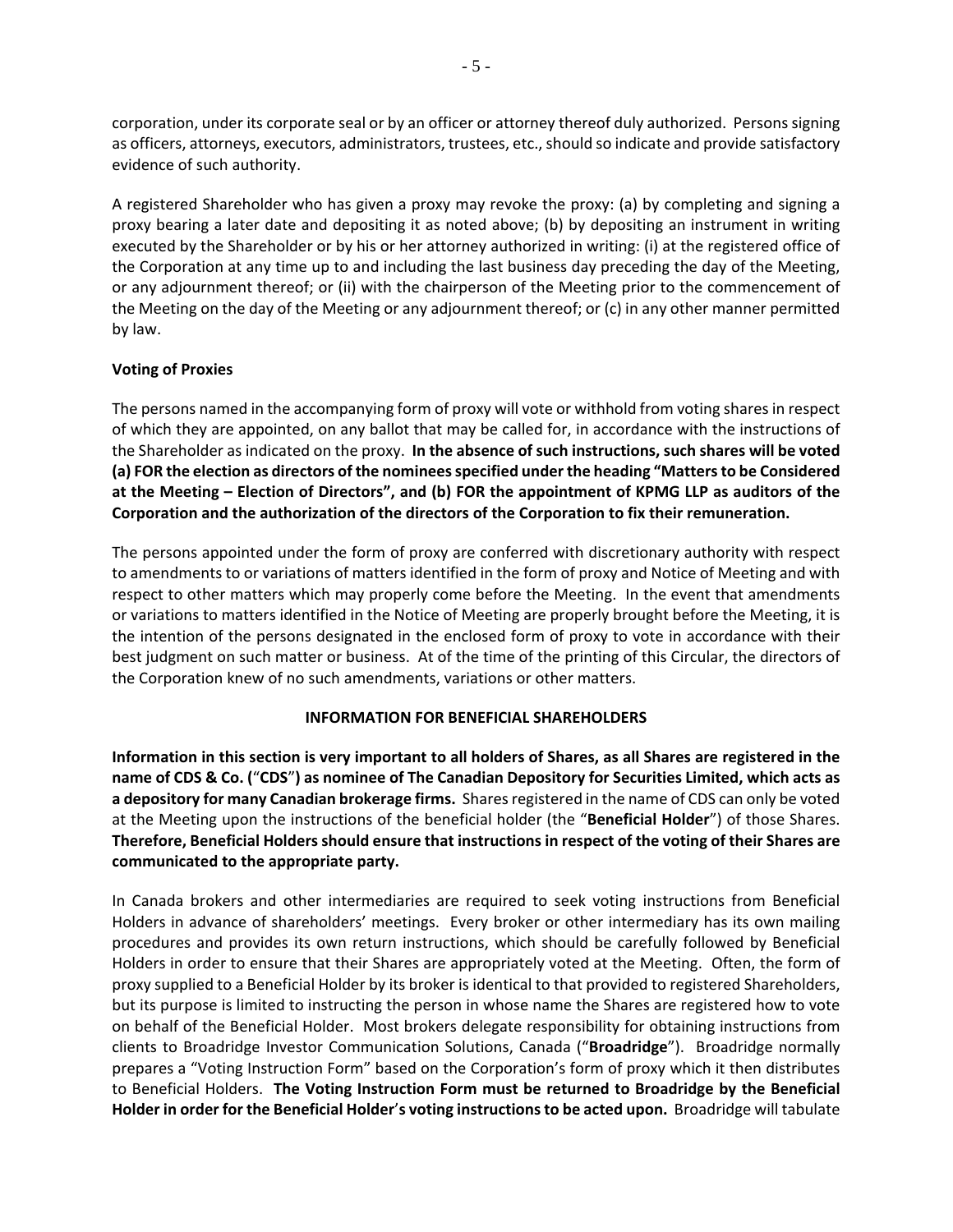corporation, under its corporate seal or by an officer or attorney thereof duly authorized. Persons signing as officers, attorneys, executors, administrators, trustees, etc., should so indicate and provide satisfactory evidence of such authority.

A registered Shareholder who has given a proxy may revoke the proxy: (a) by completing and signing a proxy bearing a later date and depositing it as noted above; (b) by depositing an instrument in writing executed by the Shareholder or by his or her attorney authorized in writing: (i) at the registered office of the Corporation at any time up to and including the last business day preceding the day of the Meeting, or any adjournment thereof; or (ii) with the chairperson of the Meeting prior to the commencement of the Meeting on the day of the Meeting or any adjournment thereof; or (c) in any other manner permitted by law.

**Voting of Proxies**

The persons named in the accompanying form of proxy will vote or withhold from voting shares in respect of which they are appointed, on any ballot that may be called for, in accordance with the instructions of the Shareholder as indicated on the proxy. **In the absence of such instructions, such shares will be voted (a) FOR the election as directors of the nominees specified under the heading "Matters to be Considered at the Meeting – Election of Directors", and (b) FOR the appointment of KPMG LLP as auditors of the Corporation and the authorization of the directors of the Corporation to fix their remuneration.**

The persons appointed under the form of proxy are conferred with discretionary authority with respect to amendments to or variations of matters identified in the form of proxy and Notice of Meeting and with respect to other matters which may properly come before the Meeting. In the event that amendments or variations to matters identified in the Notice of Meeting are properly brought before the Meeting, it is the intention of the persons designated in the enclosed form of proxy to vote in accordance with their best judgment on such matter or business. At of the time of the printing of this Circular, the directors of the Corporation knew of no such amendments, variations or other matters.

## INFORMATION FOR BENEFICIAL SHAREHOLDERS

**Information in this section is very important to all holders of Shares, as all Shares are registered in the name of CDS & Co. ("CDS") as nominee of The Canadian Depository for Securities Limited, which acts as a depository for many Canadian brokerage firms.** Shares registered in the name of CDS can only be voted at the Meeting upon the instructions of the beneficial holder (the "**Beneficial Holder**") of those Shares. **Therefore, Beneficial Holders should ensure that instructions in respect of the voting of their Shares are communicated to the appropriate party.**

In Canada brokers and other intermediaries are required to seek voting instructions from Beneficial Holders in advance of shareholders' meetings. Every broker or other intermediary has its own mailing procedures and provides its own return instructions, which should be carefully followed by Beneficial Holders in order to ensure that their Shares are appropriately voted at the Meeting. Often, the form of proxy supplied to a Beneficial Holder by its broker is identical to that provided to registered Shareholders, but its purpose is limited to instructing the person in whose name the Shares are registered how to vote on behalf of the Beneficial Holder. Most brokers delegate responsibility for obtaining instructions from clients to Broadridge Investor Communication Solutions, Canada ("**Broadridge**"). Broadridge normally prepares a "Voting Instruction Form" based on the Corporation's form of proxy which it then distributes to Beneficial Holders. **The Voting Instruction Form must be returned to Broadridge by the Beneficial Holder in order for the Beneficial Holder's voting instructions to be acted upon.** Broadridge will tabulate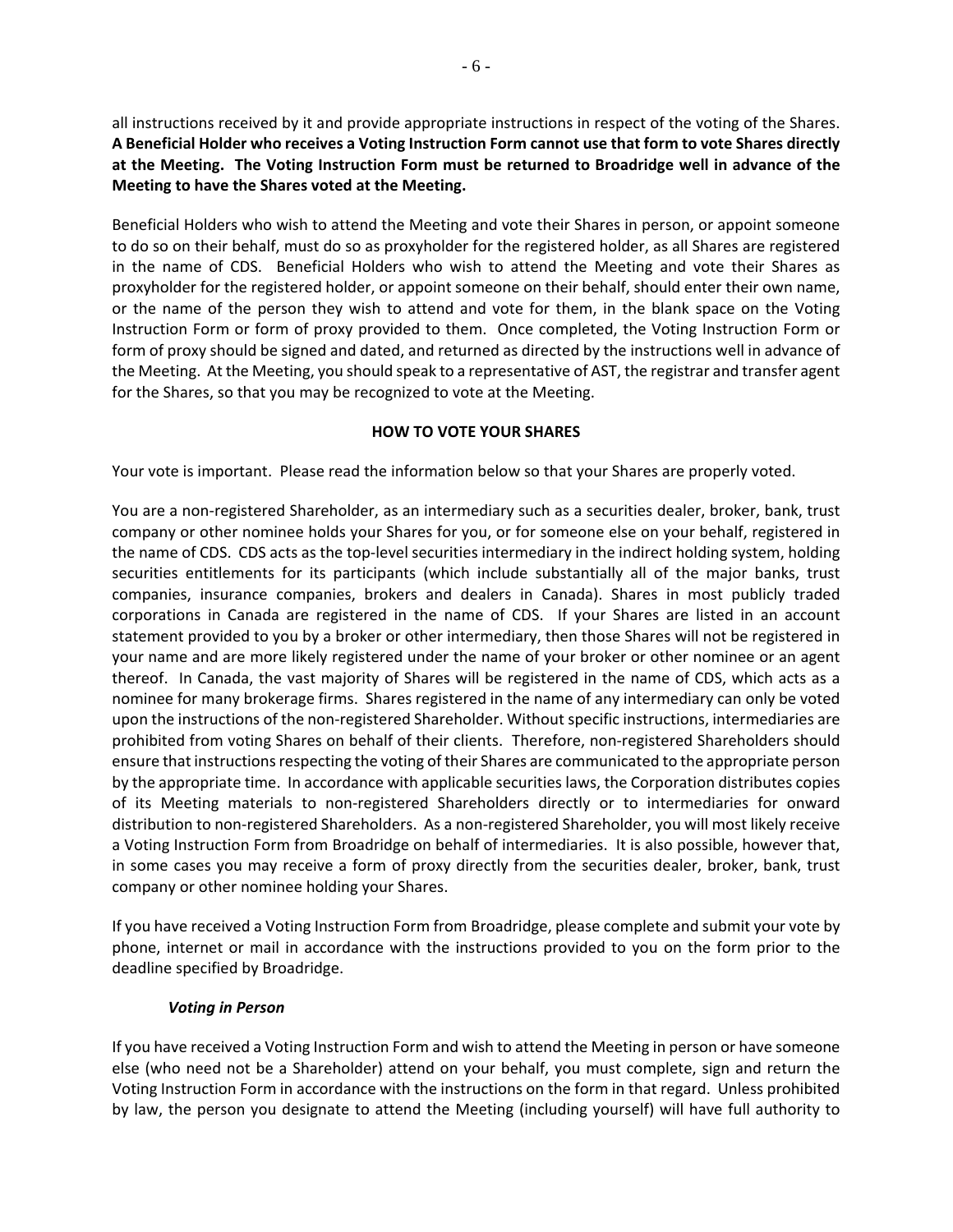all instructions received by it and provide appropriate instructions in respect of the voting of the Shares. **A Beneficial Holder who receives a Voting Instruction Form cannot use that form to vote Shares directly at the Meeting. The Voting Instruction Form must be returned to Broadridge well in advance of the Meeting to have the Shares voted at the Meeting.**

Beneficial Holders who wish to attend the Meeting and vote their Shares in person, or appoint someone to do so on their behalf, must do so as proxyholder for the registered holder, as all Shares are registered in the name of CDS. Beneficial Holders who wish to attend the Meeting and vote their Shares as proxyholder for the registered holder, or appoint someone on their behalf, should enter their own name, or the name of the person they wish to attend and vote for them, in the blank space on the Voting Instruction Form or form of proxy provided to them. Once completed, the Voting Instruction Form or form of proxy should be signed and dated, and returned as directed by the instructions well in advance of the Meeting. At the Meeting, you should speak to a representative of AST, the registrar and transfer agent for the Shares, so that you may be recognized to vote at the Meeting.

## HOW TO VOTE YOUR SHARES

Your vote is important. Please read the information below so that your Shares are properly voted.

You are a non-registered Shareholder, as an intermediary such as a securities dealer, broker, bank, trust company or other nominee holds your Shares for you, or for someone else on your behalf, registered in the name of CDS. CDS acts as the top-level securities intermediary in the indirect holding system, holding securities entitlements for its participants (which include substantially all of the major banks, trust companies, insurance companies, brokers and dealers in Canada). Shares in most publicly traded corporations in Canada are registered in the name of CDS. If your Shares are listed in an account statement provided to you by a broker or other intermediary, then those Shares will not be registered in your name and are more likely registered under the name of your broker or other nominee or an agent thereof. In Canada, the vast majority of Shares will be registered in the name of CDS, which acts as a nominee for many brokerage firms. Shares registered in the name of any intermediary can only be voted upon the instructions of the non-registered Shareholder. Without specific instructions, intermediaries are prohibited from voting Shares on behalf of their clients. Therefore, non-registered Shareholders should ensure that instructions respecting the voting of their Shares are communicated to the appropriate person by the appropriate time. In accordance with applicable securities laws, the Corporation distributes copies of its Meeting materials to non-registered Shareholders directly or to intermediaries for onward distribution to non-registered Shareholders. As a non-registered Shareholder, you will most likely receive a Voting Instruction Form from Broadridge on behalf of intermediaries. It is also possible, however that, in some cases you may receive a form of proxy directly from the securities dealer, broker, bank, trust company or other nominee holding your Shares.

If you have received a Voting Instruction Form from Broadridge, please complete and submit your vote by phone, internet or mail in accordance with the instructions provided to you on the form prior to the deadline specified by Broadridge.

### *Voting in Person*

If you have received a Voting Instruction Form and wish to attend the Meeting in person or have someone else (who need not be a Shareholder) attend on your behalf, you must complete, sign and return the Voting Instruction Form in accordance with the instructions on the form in that regard. Unless prohibited by law, the person you designate to attend the Meeting (including yourself) will have full authority to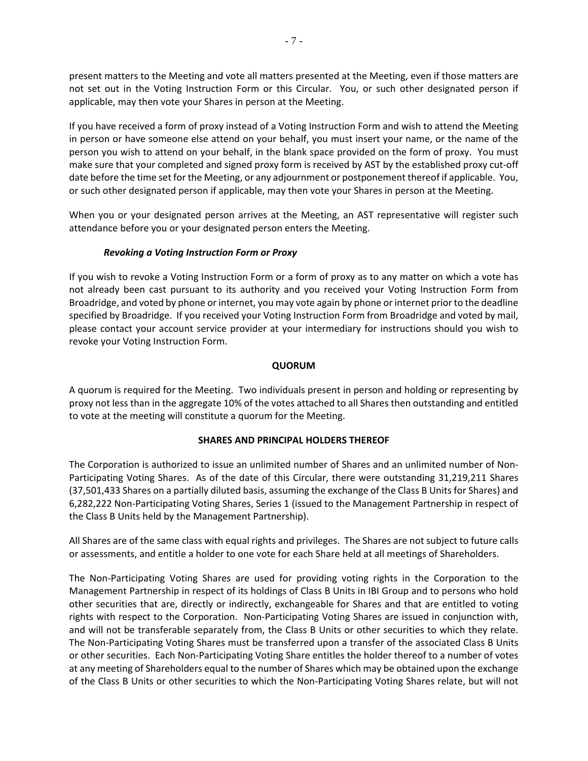present matters to the Meeting and vote all matters presented at the Meeting, even if those matters are not set out in the Voting Instruction Form or this Circular. You, or such other designated person if applicable, may then vote your Shares in person at the Meeting.

If you have received a form of proxy instead of a Voting Instruction Form and wish to attend the Meeting in person or have someone else attend on your behalf, you must insert your name, or the name of the person you wish to attend on your behalf, in the blank space provided on the form of proxy. You must make sure that your completed and signed proxy form is received by AST by the established proxy cut-off date before the time set for the Meeting, or any adjournment or postponement thereof if applicable. You, or such other designated person if applicable, may then vote your Shares in person at the Meeting.

When you or your designated person arrives at the Meeting, an AST representative will register such attendance before you or your designated person enters the Meeting.

***Revoking a Voting Instruction Form or Proxy***

If you wish to revoke a Voting Instruction Form or a form of proxy as to any matter on which a vote has not already been cast pursuant to its authority and you received your Voting Instruction Form from Broadridge, and voted by phone or internet, you may vote again by phone or internet prior to the deadline specified by Broadridge. If you received your Voting Instruction Form from Broadridge and voted by mail, please contact your account service provider at your intermediary for instructions should you wish to revoke your Voting Instruction Form.

## QUORUM

A quorum is required for the Meeting. Two individuals present in person and holding or representing by proxy not less than in the aggregate 10% of the votes attached to all Shares then outstanding and entitled to vote at the meeting will constitute a quorum for the Meeting.

## SHARES AND PRINCIPAL HOLDERS THEREOF

The Corporation is authorized to issue an unlimited number of Shares and an unlimited number of Non-Participating Voting Shares. As of the date of this Circular, there were outstanding 31,219,211 Shares (37,501,433 Shares on a partially diluted basis, assuming the exchange of the Class B Units for Shares) and 6,282,222 Non-Participating Voting Shares, Series 1 (issued to the Management Partnership in respect of the Class B Units held by the Management Partnership).

All Shares are of the same class with equal rights and privileges. The Shares are not subject to future calls or assessments, and entitle a holder to one vote for each Share held at all meetings of Shareholders.

The Non-Participating Voting Shares are used for providing voting rights in the Corporation to the Management Partnership in respect of its holdings of Class B Units in IBI Group and to persons who hold other securities that are, directly or indirectly, exchangeable for Shares and that are entitled to voting rights with respect to the Corporation. Non-Participating Voting Shares are issued in conjunction with, and will not be transferable separately from, the Class B Units or other securities to which they relate. The Non-Participating Voting Shares must be transferred upon a transfer of the associated Class B Units or other securities. Each Non-Participating Voting Share entitles the holder thereof to a number of votes at any meeting of Shareholders equal to the number of Shares which may be obtained upon the exchange of the Class B Units or other securities to which the Non-Participating Voting Shares relate, but will not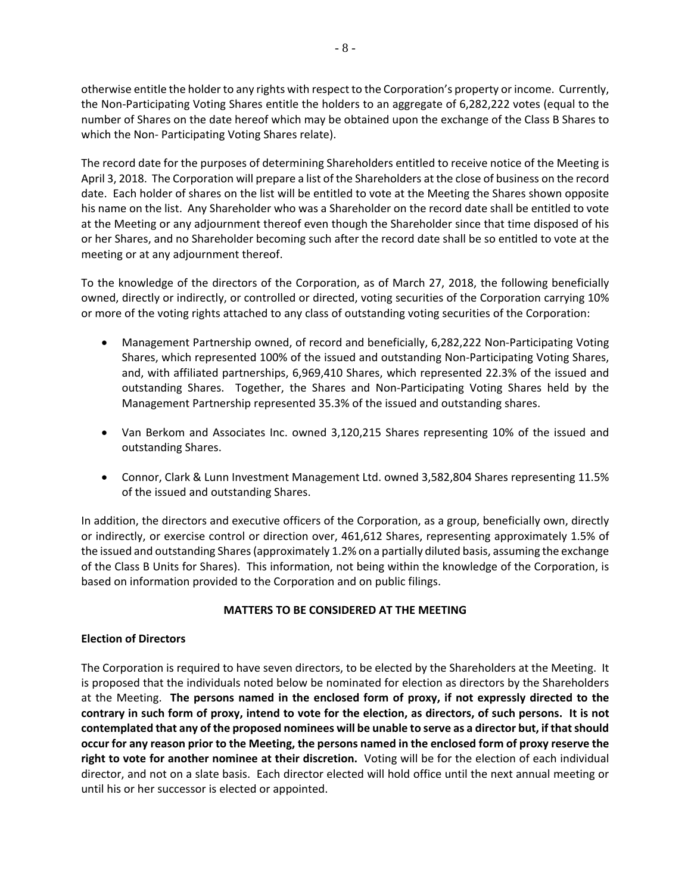otherwise entitle the holder to any rights with respect to the Corporation's property or income. Currently, the Non-Participating Voting Shares entitle the holders to an aggregate of 6,282,222 votes (equal to the number of Shares on the date hereof which may be obtained upon the exchange of the Class B Shares to which the Non- Participating Voting Shares relate).

The record date for the purposes of determining Shareholders entitled to receive notice of the Meeting is April 3, 2018. The Corporation will prepare a list of the Shareholders at the close of business on the record date. Each holder of shares on the list will be entitled to vote at the Meeting the Shares shown opposite his name on the list. Any Shareholder who was a Shareholder on the record date shall be entitled to vote at the Meeting or any adjournment thereof even though the Shareholder since that time disposed of his or her Shares, and no Shareholder becoming such after the record date shall be so entitled to vote at the meeting or at any adjournment thereof.

To the knowledge of the directors of the Corporation, as of March 27, 2018, the following beneficially owned, directly or indirectly, or controlled or directed, voting securities of the Corporation carrying 10% or more of the voting rights attached to any class of outstanding voting securities of the Corporation:

- Management Partnership owned, of record and beneficially, 6,282,222 Non-Participating Voting Shares, which represented 100% of the issued and outstanding Non-Participating Voting Shares, and, with affiliated partnerships, 6,969,410 Shares, which represented 22.3% of the issued and outstanding Shares. Together, the Shares and Non-Participating Voting Shares held by the Management Partnership represented 35.3% of the issued and outstanding shares.
- Van Berkom and Associates Inc. owned 3,120,215 Shares representing 10% of the issued and outstanding Shares.
- Connor, Clark & Lunn Investment Management Ltd. owned 3,582,804 Shares representing 11.5% of the issued and outstanding Shares.

In addition, the directors and executive officers of the Corporation, as a group, beneficially own, directly or indirectly, or exercise control or direction over, 461,612 Shares, representing approximately 1.5% of the issued and outstanding Shares (approximately 1.2% on a partially diluted basis, assuming the exchange of the Class B Units for Shares). This information, not being within the knowledge of the Corporation, is based on information provided to the Corporation and on public filings.

## MATTERS TO BE CONSIDERED AT THE MEETING

### Election of Directors

The Corporation is required to have seven directors, to be elected by the Shareholders at the Meeting. It is proposed that the individuals noted below be nominated for election as directors by the Shareholders at the Meeting. **The persons named in the enclosed form of proxy, if not expressly directed to the contrary in such form of proxy, intend to vote for the election, as directors, of such persons. It is not contemplated that any of the proposed nominees will be unable to serve as a director but, if that should occur for any reason prior to the Meeting, the persons named in the enclosed form of proxy reserve the right to vote for another nominee at their discretion.** Voting will be for the election of each individual director, and not on a slate basis. Each director elected will hold office until the next annual meeting or until his or her successor is elected or appointed.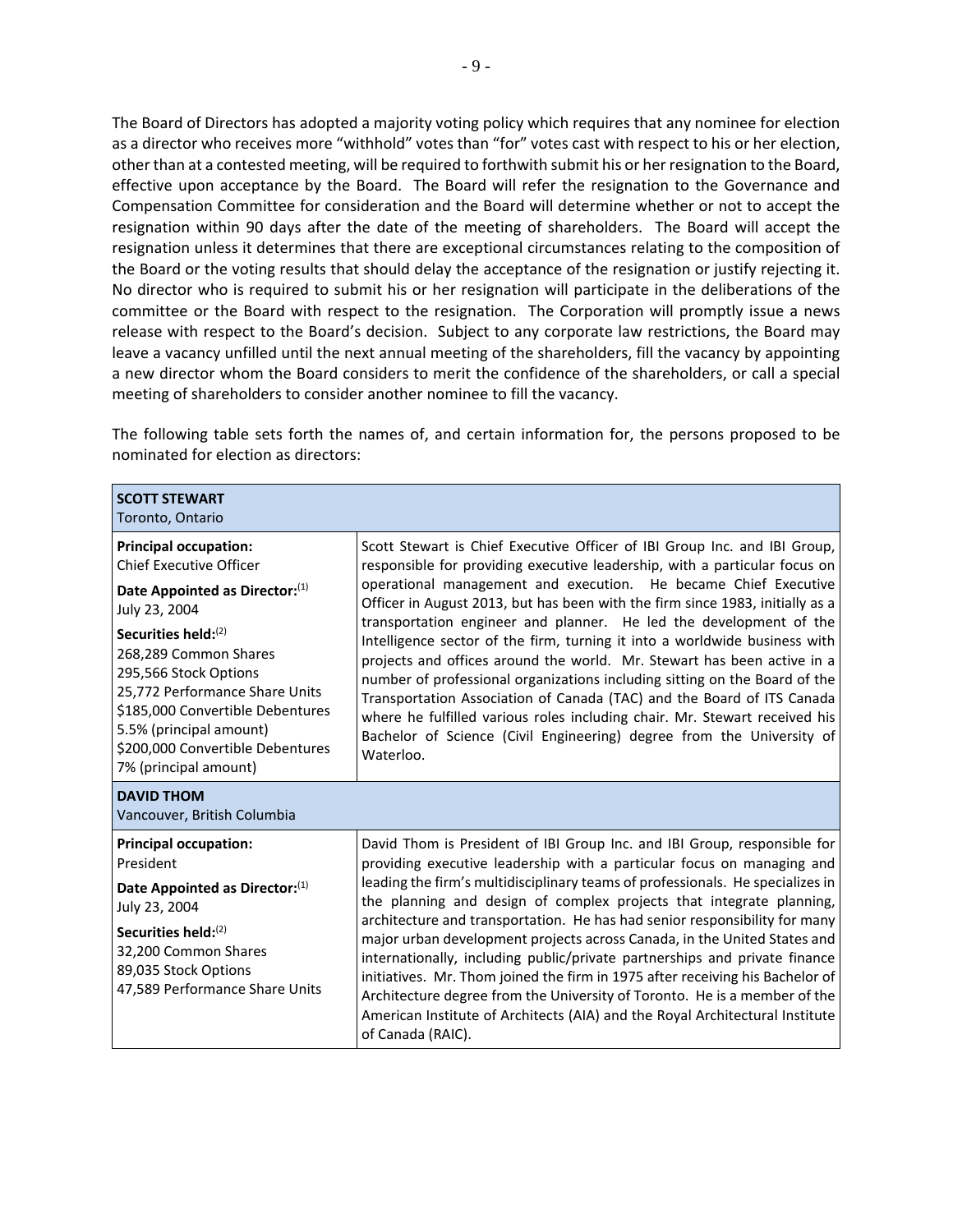The Board of Directors has adopted a majority voting policy which requires that any nominee for election as a director who receives more "withhold" votes than "for" votes cast with respect to his or her election, other than at a contested meeting, will be required to forthwith submit his or her resignation to the Board, effective upon acceptance by the Board. The Board will refer the resignation to the Governance and Compensation Committee for consideration and the Board will determine whether or not to accept the resignation within 90 days after the date of the meeting of shareholders. The Board will accept the resignation unless it determines that there are exceptional circumstances relating to the composition of the Board or the voting results that should delay the acceptance of the resignation or justify rejecting it. No director who is required to submit his or her resignation will participate in the deliberations of the committee or the Board with respect to the resignation. The Corporation will promptly issue a news release with respect to the Board's decision. Subject to any corporate law restrictions, the Board may leave a vacancy unfilled until the next annual meeting of the shareholders, fill the vacancy by appointing a new director whom the Board considers to merit the confidence of the shareholders, or call a special meeting of shareholders to consider another nominee to fill the vacancy.

The following table sets forth the names of, and certain information for, the persons proposed to be nominated for election as directors:

| **SCOTT STEWART**<br>Toronto, Ontario | |
|---|---|
| **Principal occupation:**<br>Chief Executive Officer<br><br>**Date Appointed as Director:**[1]<br>July 23, 2004<br><br>**Securities held:**[2]<br>268,289 Common Shares<br>295,566 Stock Options<br>25,772 Performance Share Units<br>$185,000 Convertible Debentures 5.5% (principal amount)<br>$200,000 Convertible Debentures 7% (principal amount) | Scott Stewart is Chief Executive Officer of IBI Group Inc. and IBI Group, responsible for providing executive leadership, with a particular focus on operational management and execution. He became Chief Executive Officer in August 2013, but has been with the firm since 1983, initially as a transportation engineer and planner. He led the development of the Intelligence sector of the firm, turning it into a worldwide business with projects and offices around the world. Mr. Stewart has been active in a number of professional organizations including sitting on the Board of the Transportation Association of Canada (TAC) and the Board of ITS Canada where he fulfilled various roles including chair. Mr. Stewart received his Bachelor of Science (Civil Engineering) degree from the University of Waterloo. |
| **DAVID THOM**<br>Vancouver, British Columbia | |
| **Principal occupation:**<br>President<br><br>**Date Appointed as Director:**[1]<br>July 23, 2004<br><br>**Securities held:**[2]<br>32,200 Common Shares<br>89,035 Stock Options<br>47,589 Performance Share Units | David Thom is President of IBI Group Inc. and IBI Group, responsible for providing executive leadership with a particular focus on managing and leading the firm's multidisciplinary teams of professionals. He specializes in the planning and design of complex projects that integrate planning, architecture and transportation. He has had senior responsibility for many major urban development projects across Canada, in the United States and internationally, including public/private partnerships and private finance initiatives. Mr. Thom joined the firm in 1975 after receiving his Bachelor of Architecture degree from the University of Toronto. He is a member of the American Institute of Architects (AIA) and the Royal Architectural Institute of Canada (RAIC). |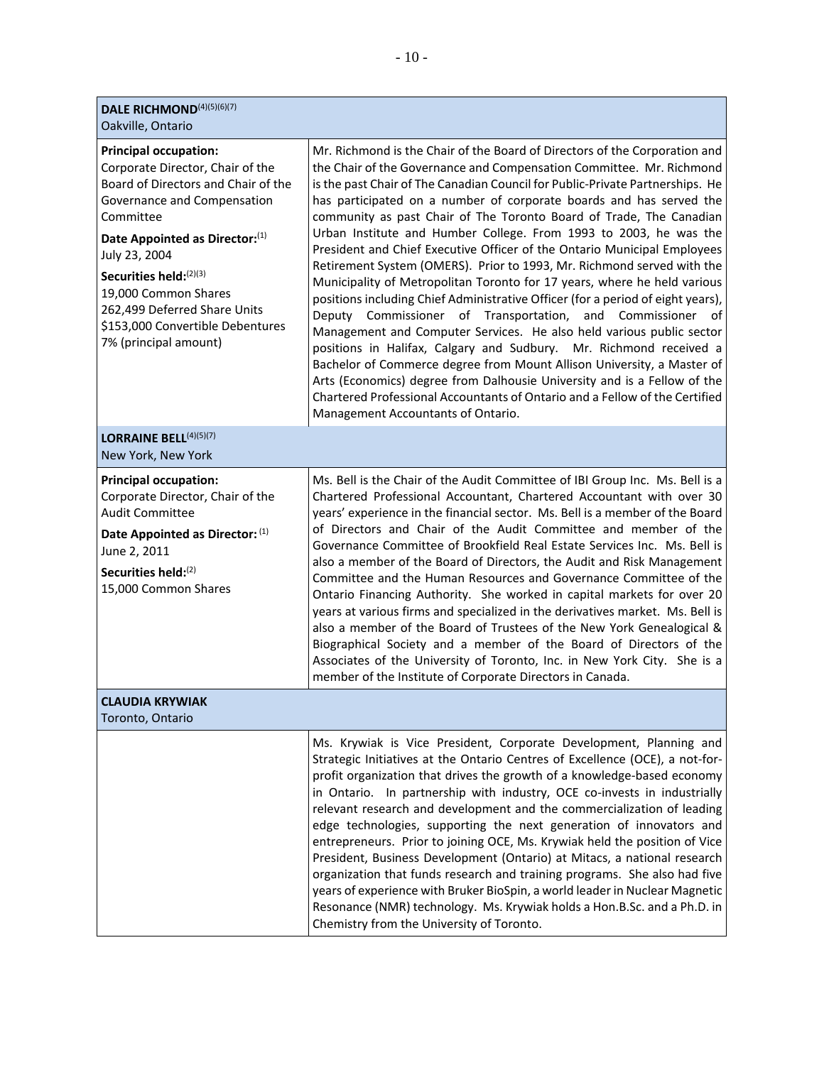| DALE RICHMOND[(4)(5)(6)(7)]<br>Oakville, Ontario | |
|---|---|
| **Principal occupation:**<br>Corporate Director, Chair of the Board of Directors and Chair of the Governance and Compensation Committee<br>**Date Appointed as Director:**[(1)]<br>July 23, 2004<br>**Securities held:**[(2)(3)]<br>19,000 Common Shares<br>262,499 Deferred Share Units<br>$153,000 Convertible Debentures 7% (principal amount) | Mr. Richmond is the Chair of the Board of Directors of the Corporation and the Chair of the Governance and Compensation Committee. Mr. Richmond is the past Chair of The Canadian Council for Public-Private Partnerships. He has participated on a number of corporate boards and has served the community as past Chair of The Toronto Board of Trade, The Canadian Urban Institute and Humber College. From 1993 to 2003, he was the President and Chief Executive Officer of the Ontario Municipal Employees Retirement System (OMERS). Prior to 1993, Mr. Richmond served with the Municipality of Metropolitan Toronto for 17 years, where he held various positions including Chief Administrative Officer (for a period of eight years), Deputy Commissioner of Transportation, and Commissioner of Management and Computer Services. He also held various public sector positions in Halifax, Calgary and Sudbury. Mr. Richmond received a Bachelor of Commerce degree from Mount Allison University, a Master of Arts (Economics) degree from Dalhousie University and is a Fellow of the Chartered Professional Accountants of Ontario and a Fellow of the Certified Management Accountants of Ontario. |
| **LORRAINE BELL**[(4)(5)(7)]<br>New York, New York | |
| **Principal occupation:**<br>Corporate Director, Chair of the Audit Committee<br>**Date Appointed as Director:** [(1)]<br>June 2, 2011<br>**Securities held:**[(2)]<br>15,000 Common Shares | Ms. Bell is the Chair of the Audit Committee of IBI Group Inc. Ms. Bell is a Chartered Professional Accountant, Chartered Accountant with over 30 years' experience in the financial sector. Ms. Bell is a member of the Board of Directors and Chair of the Audit Committee and member of the Governance Committee of Brookfield Real Estate Services Inc. Ms. Bell is also a member of the Board of Directors, the Audit and Risk Management Committee and the Human Resources and Governance Committee of the Ontario Financing Authority. She worked in capital markets for over 20 years at various firms and specialized in the derivatives market. Ms. Bell is also a member of the Board of Trustees of the New York Genealogical & Biographical Society and a member of the Board of Directors of the Associates of the University of Toronto, Inc. in New York City. She is a member of the Institute of Corporate Directors in Canada. |
| **CLAUDIA KRYWIAK**<br>Toronto, Ontario | |
| | Ms. Krywiak is Vice President, Corporate Development, Planning and Strategic Initiatives at the Ontario Centres of Excellence (OCE), a not-for-profit organization that drives the growth of a knowledge-based economy in Ontario. In partnership with industry, OCE co-invests in industrially relevant research and development and the commercialization of leading edge technologies, supporting the next generation of innovators and entrepreneurs. Prior to joining OCE, Ms. Krywiak held the position of Vice President, Business Development (Ontario) at Mitacs, a national research organization that funds research and training programs. She also had five years of experience with Bruker BioSpin, a world leader in Nuclear Magnetic Resonance (NMR) technology. Ms. Krywiak holds a Hon.B.Sc. and a Ph.D. in Chemistry from the University of Toronto. |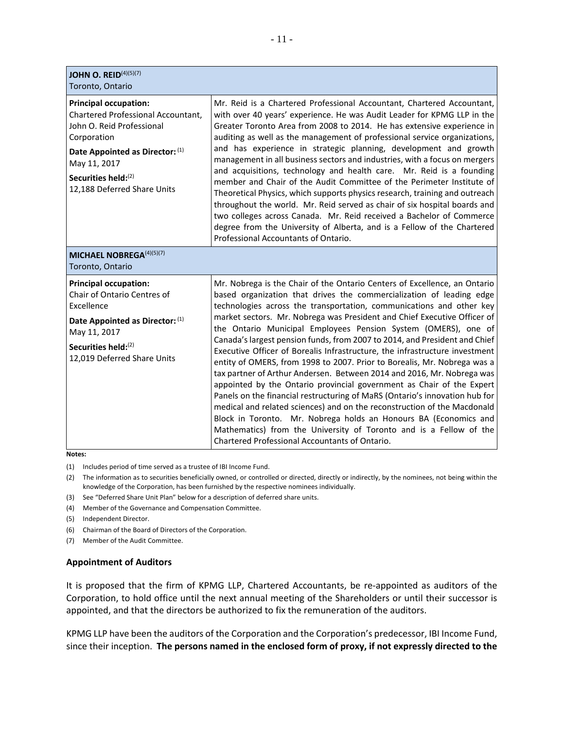| **JOHN O. REID**[(4)(5)(7)]<br>Toronto, Ontario | |
|---|---|
| **Principal occupation:**<br>Chartered Professional Accountant, John O. Reid Professional Corporation<br>**Date Appointed as Director:** [(1)]<br>May 11, 2017<br>**Securities held:**[(2)]<br>12,188 Deferred Share Units | Mr. Reid is a Chartered Professional Accountant, Chartered Accountant, with over 40 years' experience. He was Audit Leader for KPMG LLP in the Greater Toronto Area from 2008 to 2014. He has extensive experience in auditing as well as the management of professional service organizations, and has experience in strategic planning, development and growth management in all business sectors and industries, with a focus on mergers and acquisitions, technology and health care. Mr. Reid is a founding member and Chair of the Audit Committee of the Perimeter Institute of Theoretical Physics, which supports physics research, training and outreach throughout the world. Mr. Reid served as chair of six hospital boards and two colleges across Canada. Mr. Reid received a Bachelor of Commerce degree from the University of Alberta, and is a Fellow of the Chartered Professional Accountants of Ontario. |
| **MICHAEL NOBREGA**[(4)(5)(7)]<br>Toronto, Ontario | |
| **Principal occupation:**<br>Chair of Ontario Centres of Excellence<br>**Date Appointed as Director:** [(1)]<br>May 11, 2017<br>**Securities held:**[(2)]<br>12,019 Deferred Share Units | Mr. Nobrega is the Chair of the Ontario Centers of Excellence, an Ontario based organization that drives the commercialization of leading edge technologies across the transportation, communications and other key market sectors. Mr. Nobrega was President and Chief Executive Officer of the Ontario Municipal Employees Pension System (OMERS), one of Canada's largest pension funds, from 2007 to 2014, and President and Chief Executive Officer of Borealis Infrastructure, the infrastructure investment entity of OMERS, from 1998 to 2007. Prior to Borealis, Mr. Nobrega was a tax partner of Arthur Andersen. Between 2014 and 2016, Mr. Nobrega was appointed by the Ontario provincial government as Chair of the Expert Panels on the financial restructuring of MaRS (Ontario's innovation hub for medical and related sciences) and on the reconstruction of the Macdonald Block in Toronto. Mr. Nobrega holds an Honours BA (Economics and Mathematics) from the University of Toronto and is a Fellow of the Chartered Professional Accountants of Ontario. |

**Notes:**

(1) Includes period of time served as a trustee of IBI Income Fund.

(2) The information as to securities beneficially owned, or controlled or directed, directly or indirectly, by the nominees, not being within the knowledge of the Corporation, has been furnished by the respective nominees individually.

(3) See "Deferred Share Unit Plan" below for a description of deferred share units.

(4) Member of the Governance and Compensation Committee.

(5) Independent Director.

(6) Chairman of the Board of Directors of the Corporation.

(7) Member of the Audit Committee.

### Appointment of Auditors

It is proposed that the firm of KPMG LLP, Chartered Accountants, be re-appointed as auditors of the Corporation, to hold office until the next annual meeting of the Shareholders or until their successor is appointed, and that the directors be authorized to fix the remuneration of the auditors.

KPMG LLP have been the auditors of the Corporation and the Corporation's predecessor, IBI Income Fund, since their inception. **The persons named in the enclosed form of proxy, if not expressly directed to the**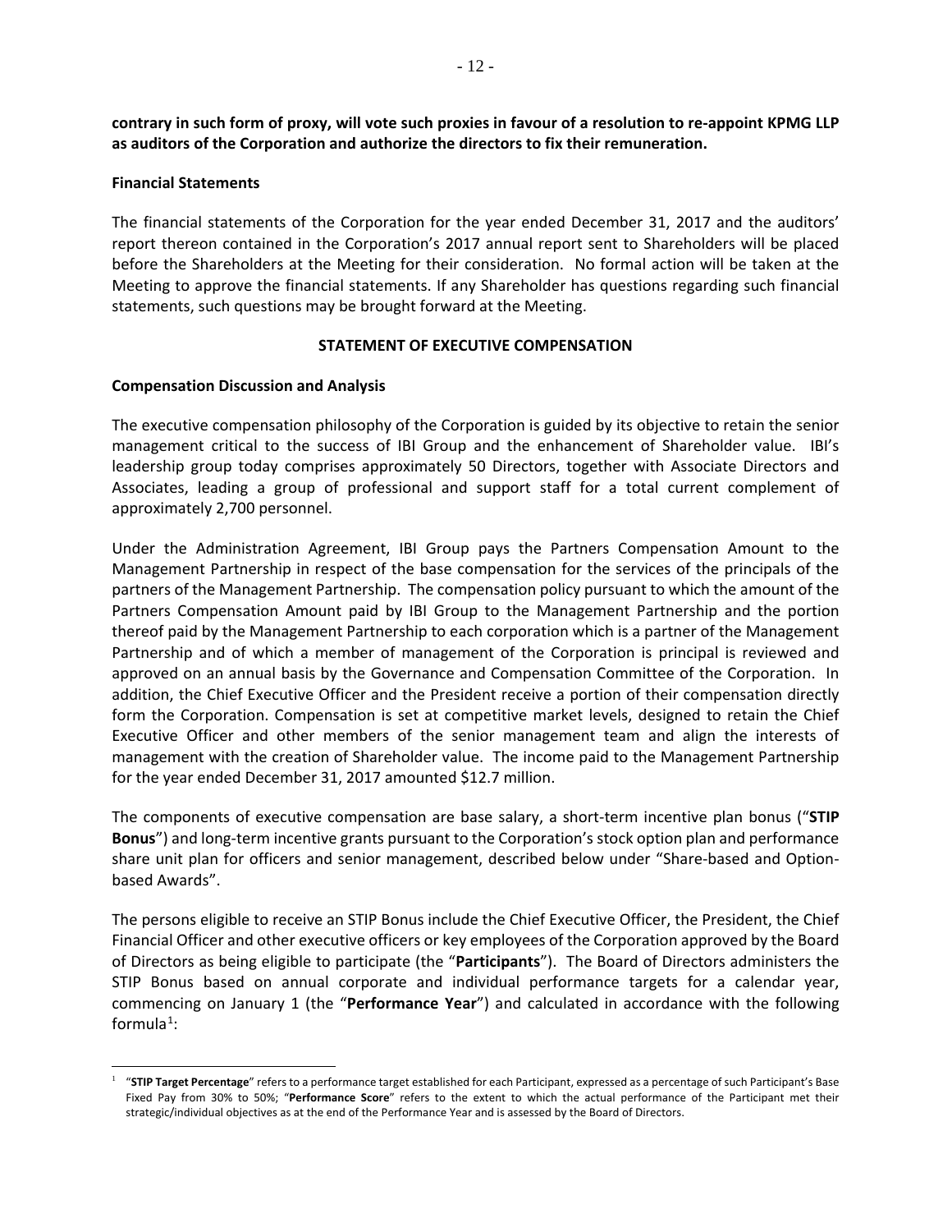**contrary in such form of proxy, will vote such proxies in favour of a resolution to re-appoint KPMG LLP as auditors of the Corporation and authorize the directors to fix their remuneration.**

**Financial Statements**

The financial statements of the Corporation for the year ended December 31, 2017 and the auditors' report thereon contained in the Corporation's 2017 annual report sent to Shareholders will be placed before the Shareholders at the Meeting for their consideration. No formal action will be taken at the Meeting to approve the financial statements. If any Shareholder has questions regarding such financial statements, such questions may be brought forward at the Meeting.

## STATEMENT OF EXECUTIVE COMPENSATION

**Compensation Discussion and Analysis**

The executive compensation philosophy of the Corporation is guided by its objective to retain the senior management critical to the success of IBI Group and the enhancement of Shareholder value. IBI's leadership group today comprises approximately 50 Directors, together with Associate Directors and Associates, leading a group of professional and support staff for a total current complement of approximately 2,700 personnel.

Under the Administration Agreement, IBI Group pays the Partners Compensation Amount to the Management Partnership in respect of the base compensation for the services of the principals of the partners of the Management Partnership. The compensation policy pursuant to which the amount of the Partners Compensation Amount paid by IBI Group to the Management Partnership and the portion thereof paid by the Management Partnership to each corporation which is a partner of the Management Partnership and of which a member of management of the Corporation is principal is reviewed and approved on an annual basis by the Governance and Compensation Committee of the Corporation. In addition, the Chief Executive Officer and the President receive a portion of their compensation directly form the Corporation. Compensation is set at competitive market levels, designed to retain the Chief Executive Officer and other members of the senior management team and align the interests of management with the creation of Shareholder value. The income paid to the Management Partnership for the year ended December 31, 2017 amounted $12.7 million.

The components of executive compensation are base salary, a short-term incentive plan bonus ("**STIP Bonus**") and long-term incentive grants pursuant to the Corporation's stock option plan and performance share unit plan for officers and senior management, described below under "Share-based and Option-based Awards".

The persons eligible to receive an STIP Bonus include the Chief Executive Officer, the President, the Chief Financial Officer and other executive officers or key employees of the Corporation approved by the Board of Directors as being eligible to participate (the "**Participants**"). The Board of Directors administers the STIP Bonus based on annual corporate and individual performance targets for a calendar year, commencing on January 1 (the "**Performance Year**") and calculated in accordance with the following formula[1]:

[1] "**STIP Target Percentage**" refers to a performance target established for each Participant, expressed as a percentage of such Participant's Base Fixed Pay from 30% to 50%; "**Performance Score**" refers to the extent to which the actual performance of the Participant met their strategic/individual objectives as at the end of the Performance Year and is assessed by the Board of Directors.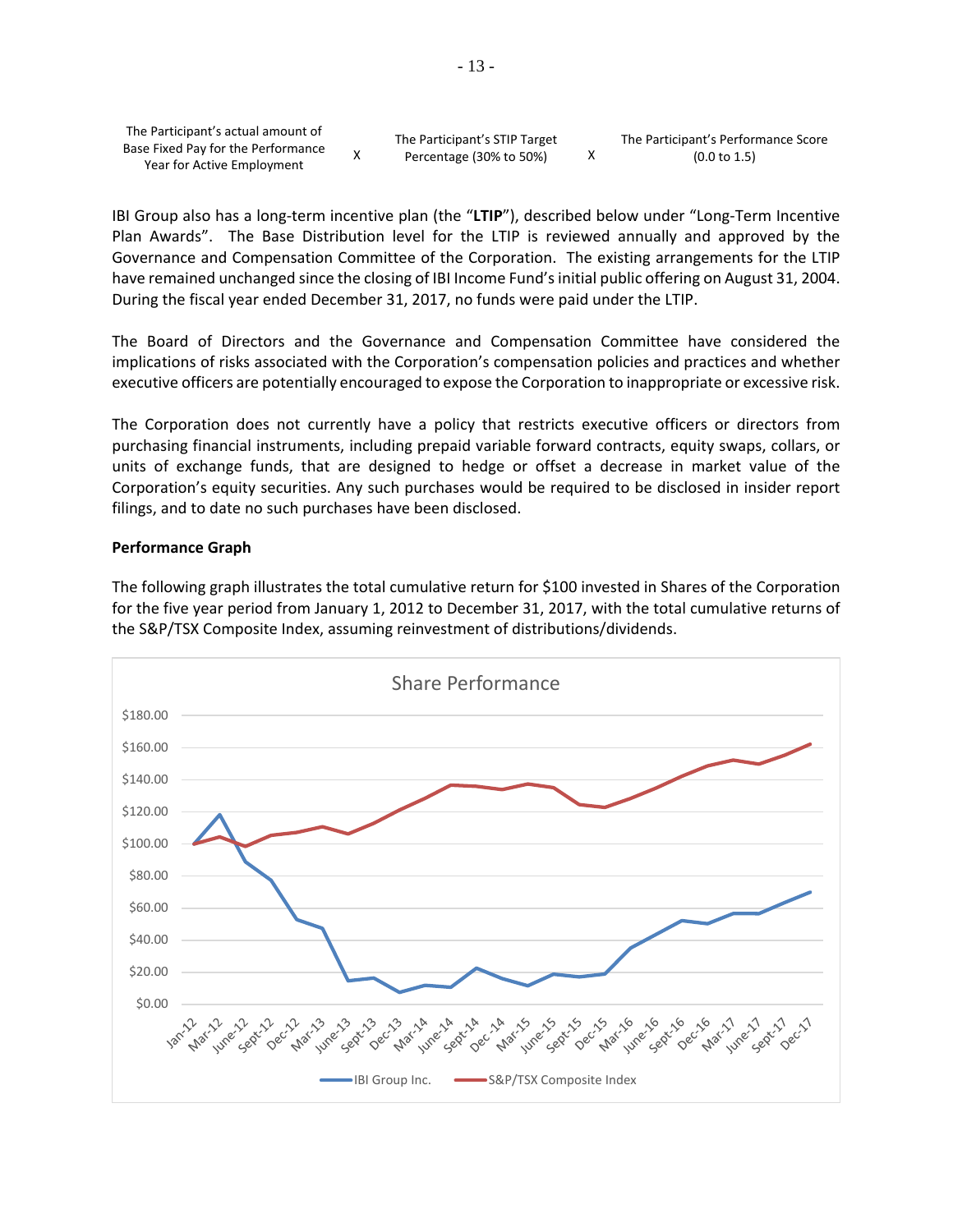| The Participant's actual amount of Base Fixed Pay for the Performance Year for Active Employment | X | The Participant's STIP Target Percentage (30% to 50%) | X | The Participant's Performance Score (0.0 to 1.5) |
|---|---|---|---|---|

IBI Group also has a long-term incentive plan (the "**LTIP**"), described below under "Long-Term Incentive Plan Awards". The Base Distribution level for the LTIP is reviewed annually and approved by the Governance and Compensation Committee of the Corporation. The existing arrangements for the LTIP have remained unchanged since the closing of IBI Income Fund's initial public offering on August 31, 2004. During the fiscal year ended December 31, 2017, no funds were paid under the LTIP.

The Board of Directors and the Governance and Compensation Committee have considered the implications of risks associated with the Corporation's compensation policies and practices and whether executive officers are potentially encouraged to expose the Corporation to inappropriate or excessive risk.

The Corporation does not currently have a policy that restricts executive officers or directors from purchasing financial instruments, including prepaid variable forward contracts, equity swaps, collars, or units of exchange funds, that are designed to hedge or offset a decrease in market value of the Corporation's equity securities. Any such purchases would be required to be disclosed in insider report filings, and to date no such purchases have been disclosed.

**Performance Graph**

The following graph illustrates the total cumulative return for $100 invested in Shares of the Corporation for the five year period from January 1, 2012 to December 31, 2017, with the total cumulative returns of the S&P/TSX Composite Index, assuming reinvestment of distributions/dividends.

Share Performance

IBI Group Inc. — S&P/TSX Composite Index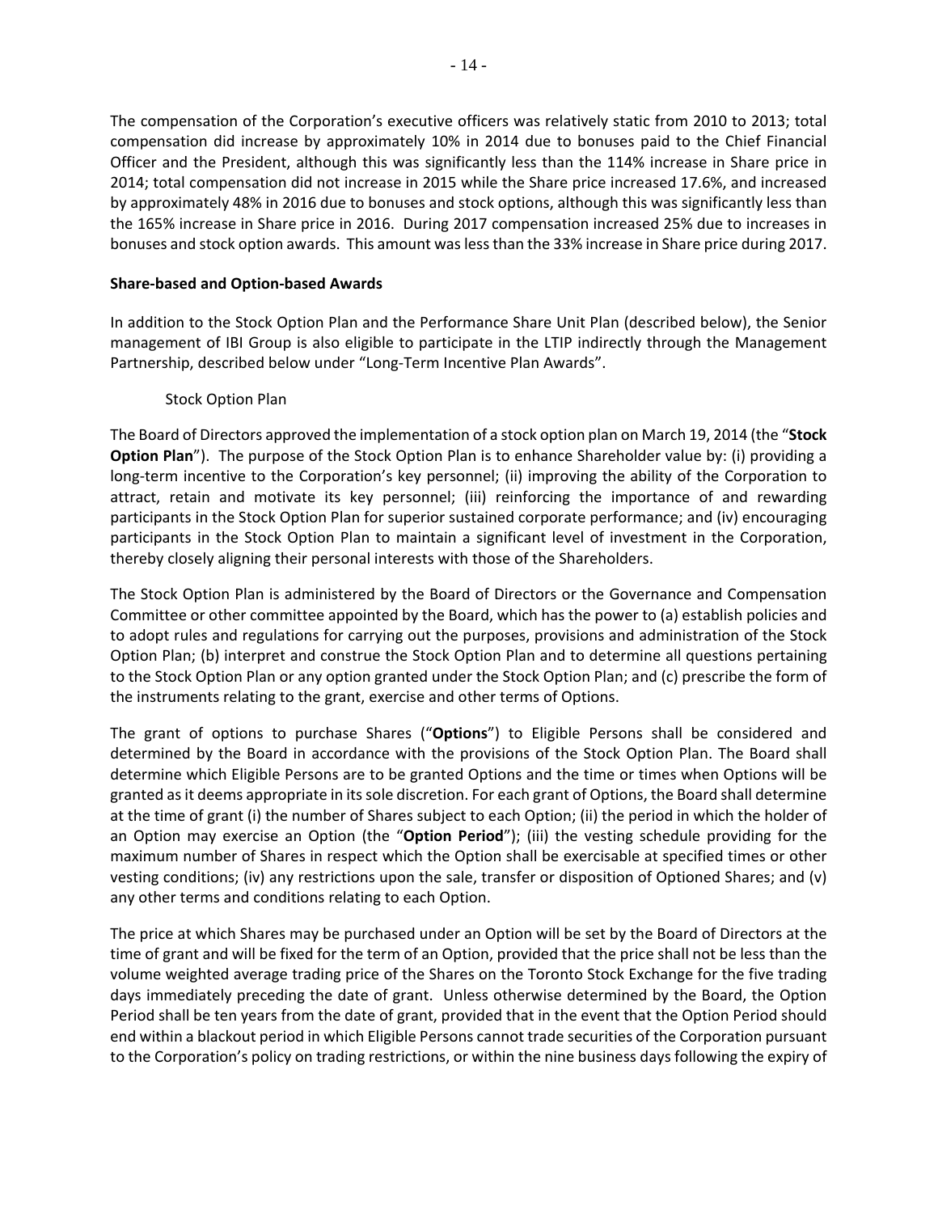The compensation of the Corporation's executive officers was relatively static from 2010 to 2013; total compensation did increase by approximately 10% in 2014 due to bonuses paid to the Chief Financial Officer and the President, although this was significantly less than the 114% increase in Share price in 2014; total compensation did not increase in 2015 while the Share price increased 17.6%, and increased by approximately 48% in 2016 due to bonuses and stock options, although this was significantly less than the 165% increase in Share price in 2016. During 2017 compensation increased 25% due to increases in bonuses and stock option awards. This amount was less than the 33% increase in Share price during 2017.

**Share-based and Option-based Awards**

In addition to the Stock Option Plan and the Performance Share Unit Plan (described below), the Senior management of IBI Group is also eligible to participate in the LTIP indirectly through the Management Partnership, described below under "Long-Term Incentive Plan Awards".

Stock Option Plan

The Board of Directors approved the implementation of a stock option plan on March 19, 2014 (the "**Stock Option Plan**"). The purpose of the Stock Option Plan is to enhance Shareholder value by: (i) providing a long-term incentive to the Corporation's key personnel; (ii) improving the ability of the Corporation to attract, retain and motivate its key personnel; (iii) reinforcing the importance of and rewarding participants in the Stock Option Plan for superior sustained corporate performance; and (iv) encouraging participants in the Stock Option Plan to maintain a significant level of investment in the Corporation, thereby closely aligning their personal interests with those of the Shareholders.

The Stock Option Plan is administered by the Board of Directors or the Governance and Compensation Committee or other committee appointed by the Board, which has the power to (a) establish policies and to adopt rules and regulations for carrying out the purposes, provisions and administration of the Stock Option Plan; (b) interpret and construe the Stock Option Plan and to determine all questions pertaining to the Stock Option Plan or any option granted under the Stock Option Plan; and (c) prescribe the form of the instruments relating to the grant, exercise and other terms of Options.

The grant of options to purchase Shares ("**Options**") to Eligible Persons shall be considered and determined by the Board in accordance with the provisions of the Stock Option Plan. The Board shall determine which Eligible Persons are to be granted Options and the time or times when Options will be granted as it deems appropriate in its sole discretion. For each grant of Options, the Board shall determine at the time of grant (i) the number of Shares subject to each Option; (ii) the period in which the holder of an Option may exercise an Option (the "**Option Period**"); (iii) the vesting schedule providing for the maximum number of Shares in respect which the Option shall be exercisable at specified times or other vesting conditions; (iv) any restrictions upon the sale, transfer or disposition of Optioned Shares; and (v) any other terms and conditions relating to each Option.

The price at which Shares may be purchased under an Option will be set by the Board of Directors at the time of grant and will be fixed for the term of an Option, provided that the price shall not be less than the volume weighted average trading price of the Shares on the Toronto Stock Exchange for the five trading days immediately preceding the date of grant. Unless otherwise determined by the Board, the Option Period shall be ten years from the date of grant, provided that in the event that the Option Period should end within a blackout period in which Eligible Persons cannot trade securities of the Corporation pursuant to the Corporation's policy on trading restrictions, or within the nine business days following the expiry of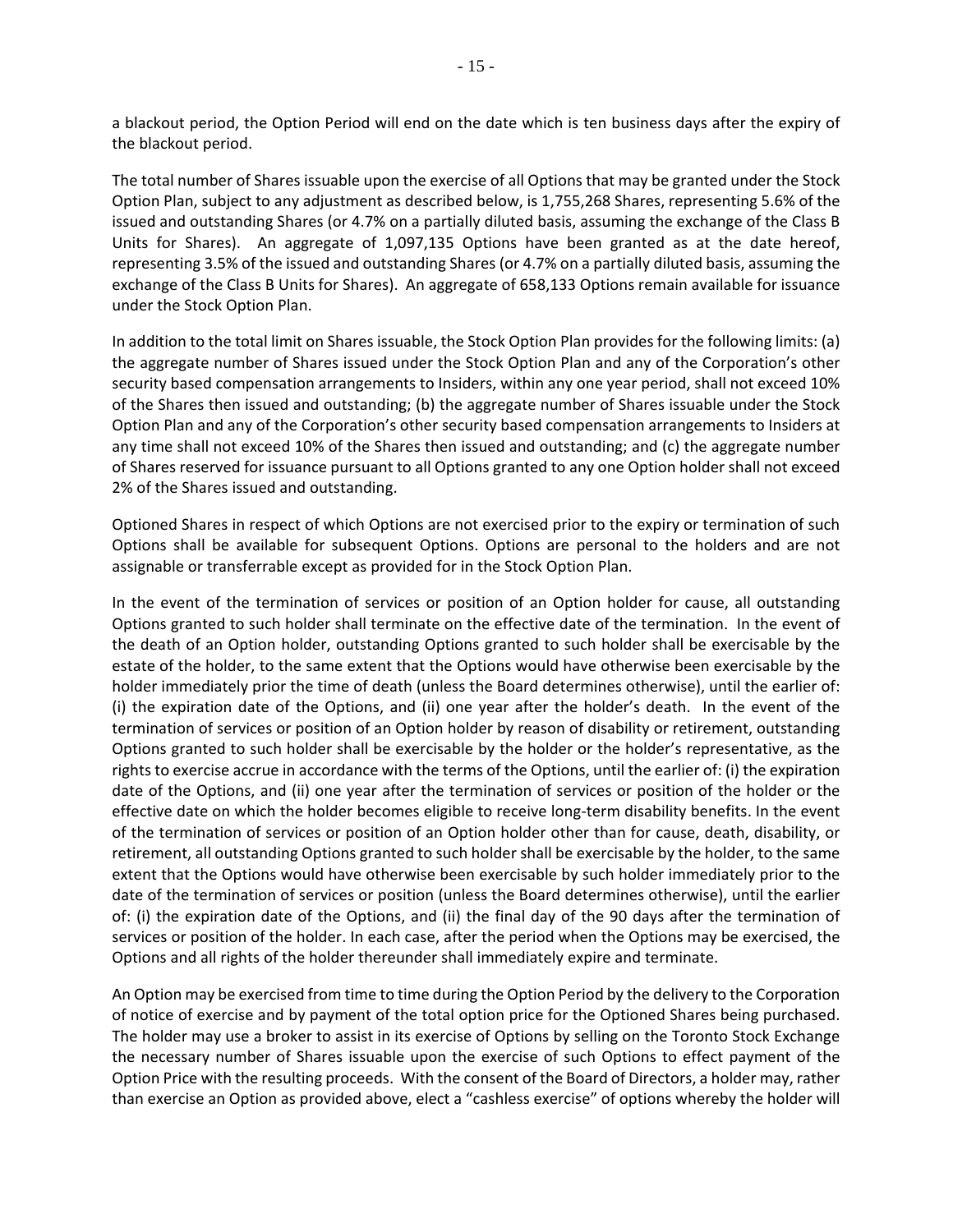a blackout period, the Option Period will end on the date which is ten business days after the expiry of the blackout period.

The total number of Shares issuable upon the exercise of all Options that may be granted under the Stock Option Plan, subject to any adjustment as described below, is 1,755,268 Shares, representing 5.6% of the issued and outstanding Shares (or 4.7% on a partially diluted basis, assuming the exchange of the Class B Units for Shares). An aggregate of 1,097,135 Options have been granted as at the date hereof, representing 3.5% of the issued and outstanding Shares (or 4.7% on a partially diluted basis, assuming the exchange of the Class B Units for Shares). An aggregate of 658,133 Options remain available for issuance under the Stock Option Plan.

In addition to the total limit on Shares issuable, the Stock Option Plan provides for the following limits: (a) the aggregate number of Shares issued under the Stock Option Plan and any of the Corporation's other security based compensation arrangements to Insiders, within any one year period, shall not exceed 10% of the Shares then issued and outstanding; (b) the aggregate number of Shares issuable under the Stock Option Plan and any of the Corporation's other security based compensation arrangements to Insiders at any time shall not exceed 10% of the Shares then issued and outstanding; and (c) the aggregate number of Shares reserved for issuance pursuant to all Options granted to any one Option holder shall not exceed 2% of the Shares issued and outstanding.

Optioned Shares in respect of which Options are not exercised prior to the expiry or termination of such Options shall be available for subsequent Options. Options are personal to the holders and are not assignable or transferrable except as provided for in the Stock Option Plan.

In the event of the termination of services or position of an Option holder for cause, all outstanding Options granted to such holder shall terminate on the effective date of the termination. In the event of the death of an Option holder, outstanding Options granted to such holder shall be exercisable by the estate of the holder, to the same extent that the Options would have otherwise been exercisable by the holder immediately prior the time of death (unless the Board determines otherwise), until the earlier of: (i) the expiration date of the Options, and (ii) one year after the holder's death. In the event of the termination of services or position of an Option holder by reason of disability or retirement, outstanding Options granted to such holder shall be exercisable by the holder or the holder's representative, as the rights to exercise accrue in accordance with the terms of the Options, until the earlier of: (i) the expiration date of the Options, and (ii) one year after the termination of services or position of the holder or the effective date on which the holder becomes eligible to receive long-term disability benefits. In the event of the termination of services or position of an Option holder other than for cause, death, disability, or retirement, all outstanding Options granted to such holder shall be exercisable by the holder, to the same extent that the Options would have otherwise been exercisable by such holder immediately prior to the date of the termination of services or position (unless the Board determines otherwise), until the earlier of: (i) the expiration date of the Options, and (ii) the final day of the 90 days after the termination of services or position of the holder. In each case, after the period when the Options may be exercised, the Options and all rights of the holder thereunder shall immediately expire and terminate.

An Option may be exercised from time to time during the Option Period by the delivery to the Corporation of notice of exercise and by payment of the total option price for the Optioned Shares being purchased. The holder may use a broker to assist in its exercise of Options by selling on the Toronto Stock Exchange the necessary number of Shares issuable upon the exercise of such Options to effect payment of the Option Price with the resulting proceeds. With the consent of the Board of Directors, a holder may, rather than exercise an Option as provided above, elect a "cashless exercise" of options whereby the holder will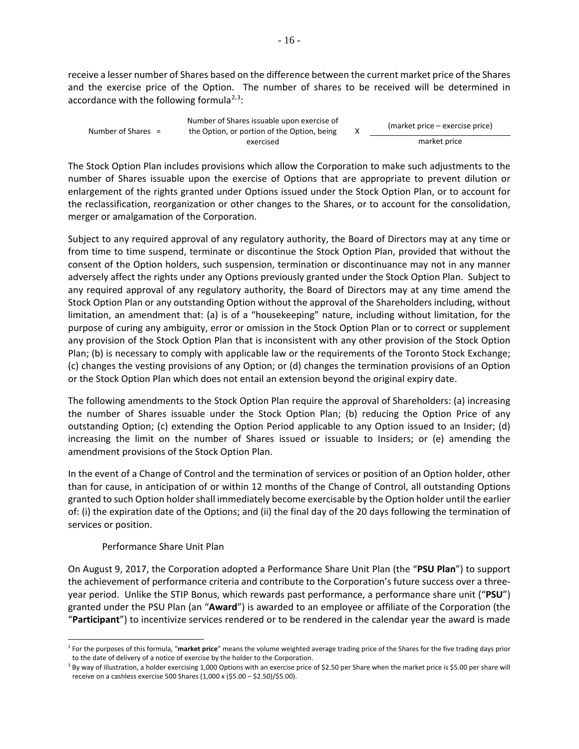receive a lesser number of Shares based on the difference between the current market price of the Shares and the exercise price of the Option. The number of shares to be received will be determined in accordance with the following formula[2,3]:

$$\text{Number of Shares} = \text{Number of Shares issuable upon exercise of the Option, or portion of the Option, being exercised} \times \frac{(\text{market price} - \text{exercise price})}{\text{market price}}$$

The Stock Option Plan includes provisions which allow the Corporation to make such adjustments to the number of Shares issuable upon the exercise of Options that are appropriate to prevent dilution or enlargement of the rights granted under Options issued under the Stock Option Plan, or to account for the reclassification, reorganization or other changes to the Shares, or to account for the consolidation, merger or amalgamation of the Corporation.

Subject to any required approval of any regulatory authority, the Board of Directors may at any time or from time to time suspend, terminate or discontinue the Stock Option Plan, provided that without the consent of the Option holders, such suspension, termination or discontinuance may not in any manner adversely affect the rights under any Options previously granted under the Stock Option Plan. Subject to any required approval of any regulatory authority, the Board of Directors may at any time amend the Stock Option Plan or any outstanding Option without the approval of the Shareholders including, without limitation, an amendment that: (a) is of a "housekeeping" nature, including without limitation, for the purpose of curing any ambiguity, error or omission in the Stock Option Plan or to correct or supplement any provision of the Stock Option Plan that is inconsistent with any other provision of the Stock Option Plan; (b) is necessary to comply with applicable law or the requirements of the Toronto Stock Exchange; (c) changes the vesting provisions of any Option; or (d) changes the termination provisions of an Option or the Stock Option Plan which does not entail an extension beyond the original expiry date.

The following amendments to the Stock Option Plan require the approval of Shareholders: (a) increasing the number of Shares issuable under the Stock Option Plan; (b) reducing the Option Price of any outstanding Option; (c) extending the Option Period applicable to any Option issued to an Insider; (d) increasing the limit on the number of Shares issued or issuable to Insiders; or (e) amending the amendment provisions of the Stock Option Plan.

In the event of a Change of Control and the termination of services or position of an Option holder, other than for cause, in anticipation of or within 12 months of the Change of Control, all outstanding Options granted to such Option holder shall immediately become exercisable by the Option holder until the earlier of: (i) the expiration date of the Options; and (ii) the final day of the 20 days following the termination of services or position.

Performance Share Unit Plan

On August 9, 2017, the Corporation adopted a Performance Share Unit Plan (the "**PSU Plan**") to support the achievement of performance criteria and contribute to the Corporation's future success over a three-year period. Unlike the STIP Bonus, which rewards past performance, a performance share unit ("**PSU**") granted under the PSU Plan (an "**Award**") is awarded to an employee or affiliate of the Corporation (the "**Participant**") to incentivize services rendered or to be rendered in the calendar year the award is made

---

[2] For the purposes of this formula, "**market price**" means the volume weighted average trading price of the Shares for the five trading days prior to the date of delivery of a notice of exercise by the holder to the Corporation.

[3] By way of illustration, a holder exercising 1,000 Options with an exercise price of $2.50 per Share when the market price is $5.00 per share will receive on a cashless exercise 500 Shares (1,000 x ($5.00 – $2.50)/$5.00).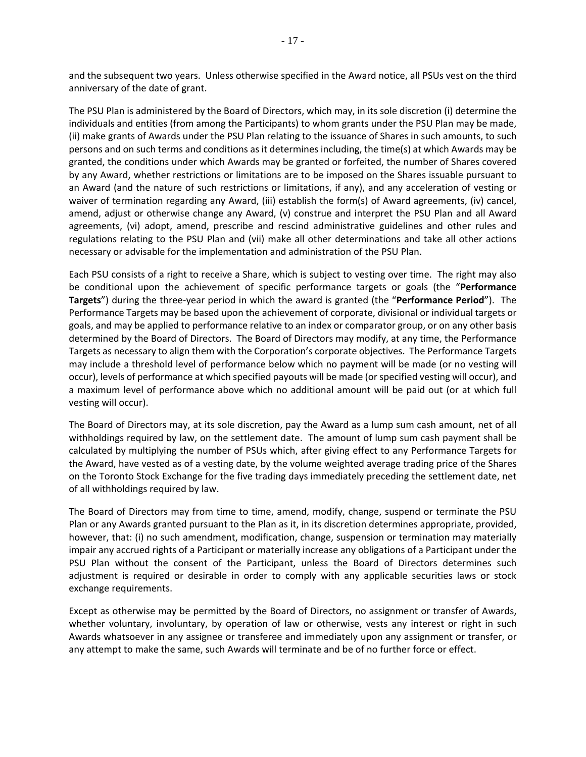and the subsequent two years. Unless otherwise specified in the Award notice, all PSUs vest on the third anniversary of the date of grant.

The PSU Plan is administered by the Board of Directors, which may, in its sole discretion (i) determine the individuals and entities (from among the Participants) to whom grants under the PSU Plan may be made, (ii) make grants of Awards under the PSU Plan relating to the issuance of Shares in such amounts, to such persons and on such terms and conditions as it determines including, the time(s) at which Awards may be granted, the conditions under which Awards may be granted or forfeited, the number of Shares covered by any Award, whether restrictions or limitations are to be imposed on the Shares issuable pursuant to an Award (and the nature of such restrictions or limitations, if any), and any acceleration of vesting or waiver of termination regarding any Award, (iii) establish the form(s) of Award agreements, (iv) cancel, amend, adjust or otherwise change any Award, (v) construe and interpret the PSU Plan and all Award agreements, (vi) adopt, amend, prescribe and rescind administrative guidelines and other rules and regulations relating to the PSU Plan and (vii) make all other determinations and take all other actions necessary or advisable for the implementation and administration of the PSU Plan.

Each PSU consists of a right to receive a Share, which is subject to vesting over time. The right may also be conditional upon the achievement of specific performance targets or goals (the "**Performance Targets**") during the three-year period in which the award is granted (the "**Performance Period**"). The Performance Targets may be based upon the achievement of corporate, divisional or individual targets or goals, and may be applied to performance relative to an index or comparator group, or on any other basis determined by the Board of Directors. The Board of Directors may modify, at any time, the Performance Targets as necessary to align them with the Corporation's corporate objectives. The Performance Targets may include a threshold level of performance below which no payment will be made (or no vesting will occur), levels of performance at which specified payouts will be made (or specified vesting will occur), and a maximum level of performance above which no additional amount will be paid out (or at which full vesting will occur).

The Board of Directors may, at its sole discretion, pay the Award as a lump sum cash amount, net of all withholdings required by law, on the settlement date. The amount of lump sum cash payment shall be calculated by multiplying the number of PSUs which, after giving effect to any Performance Targets for the Award, have vested as of a vesting date, by the volume weighted average trading price of the Shares on the Toronto Stock Exchange for the five trading days immediately preceding the settlement date, net of all withholdings required by law.

The Board of Directors may from time to time, amend, modify, change, suspend or terminate the PSU Plan or any Awards granted pursuant to the Plan as it, in its discretion determines appropriate, provided, however, that: (i) no such amendment, modification, change, suspension or termination may materially impair any accrued rights of a Participant or materially increase any obligations of a Participant under the PSU Plan without the consent of the Participant, unless the Board of Directors determines such adjustment is required or desirable in order to comply with any applicable securities laws or stock exchange requirements.

Except as otherwise may be permitted by the Board of Directors, no assignment or transfer of Awards, whether voluntary, involuntary, by operation of law or otherwise, vests any interest or right in such Awards whatsoever in any assignee or transferee and immediately upon any assignment or transfer, or any attempt to make the same, such Awards will terminate and be of no further force or effect.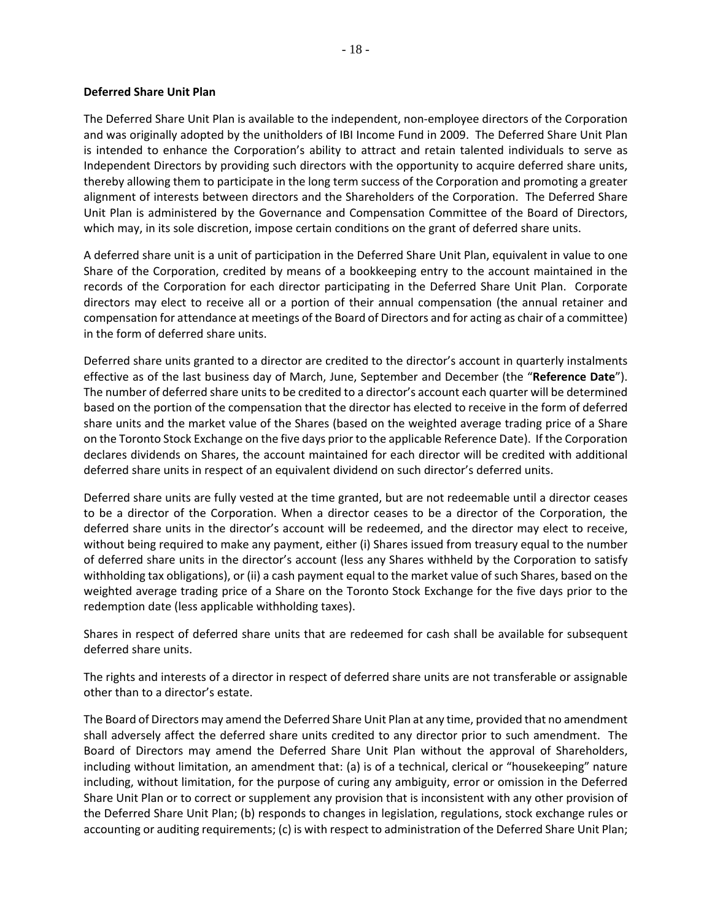**Deferred Share Unit Plan**

The Deferred Share Unit Plan is available to the independent, non-employee directors of the Corporation and was originally adopted by the unitholders of IBI Income Fund in 2009. The Deferred Share Unit Plan is intended to enhance the Corporation's ability to attract and retain talented individuals to serve as Independent Directors by providing such directors with the opportunity to acquire deferred share units, thereby allowing them to participate in the long term success of the Corporation and promoting a greater alignment of interests between directors and the Shareholders of the Corporation. The Deferred Share Unit Plan is administered by the Governance and Compensation Committee of the Board of Directors, which may, in its sole discretion, impose certain conditions on the grant of deferred share units.

A deferred share unit is a unit of participation in the Deferred Share Unit Plan, equivalent in value to one Share of the Corporation, credited by means of a bookkeeping entry to the account maintained in the records of the Corporation for each director participating in the Deferred Share Unit Plan. Corporate directors may elect to receive all or a portion of their annual compensation (the annual retainer and compensation for attendance at meetings of the Board of Directors and for acting as chair of a committee) in the form of deferred share units.

Deferred share units granted to a director are credited to the director's account in quarterly instalments effective as of the last business day of March, June, September and December (the "**Reference Date**"). The number of deferred share units to be credited to a director's account each quarter will be determined based on the portion of the compensation that the director has elected to receive in the form of deferred share units and the market value of the Shares (based on the weighted average trading price of a Share on the Toronto Stock Exchange on the five days prior to the applicable Reference Date). If the Corporation declares dividends on Shares, the account maintained for each director will be credited with additional deferred share units in respect of an equivalent dividend on such director's deferred units.

Deferred share units are fully vested at the time granted, but are not redeemable until a director ceases to be a director of the Corporation. When a director ceases to be a director of the Corporation, the deferred share units in the director's account will be redeemed, and the director may elect to receive, without being required to make any payment, either (i) Shares issued from treasury equal to the number of deferred share units in the director's account (less any Shares withheld by the Corporation to satisfy withholding tax obligations), or (ii) a cash payment equal to the market value of such Shares, based on the weighted average trading price of a Share on the Toronto Stock Exchange for the five days prior to the redemption date (less applicable withholding taxes).

Shares in respect of deferred share units that are redeemed for cash shall be available for subsequent deferred share units.

The rights and interests of a director in respect of deferred share units are not transferable or assignable other than to a director's estate.

The Board of Directors may amend the Deferred Share Unit Plan at any time, provided that no amendment shall adversely affect the deferred share units credited to any director prior to such amendment. The Board of Directors may amend the Deferred Share Unit Plan without the approval of Shareholders, including without limitation, an amendment that: (a) is of a technical, clerical or "housekeeping" nature including, without limitation, for the purpose of curing any ambiguity, error or omission in the Deferred Share Unit Plan or to correct or supplement any provision that is inconsistent with any other provision of the Deferred Share Unit Plan; (b) responds to changes in legislation, regulations, stock exchange rules or accounting or auditing requirements; (c) is with respect to administration of the Deferred Share Unit Plan;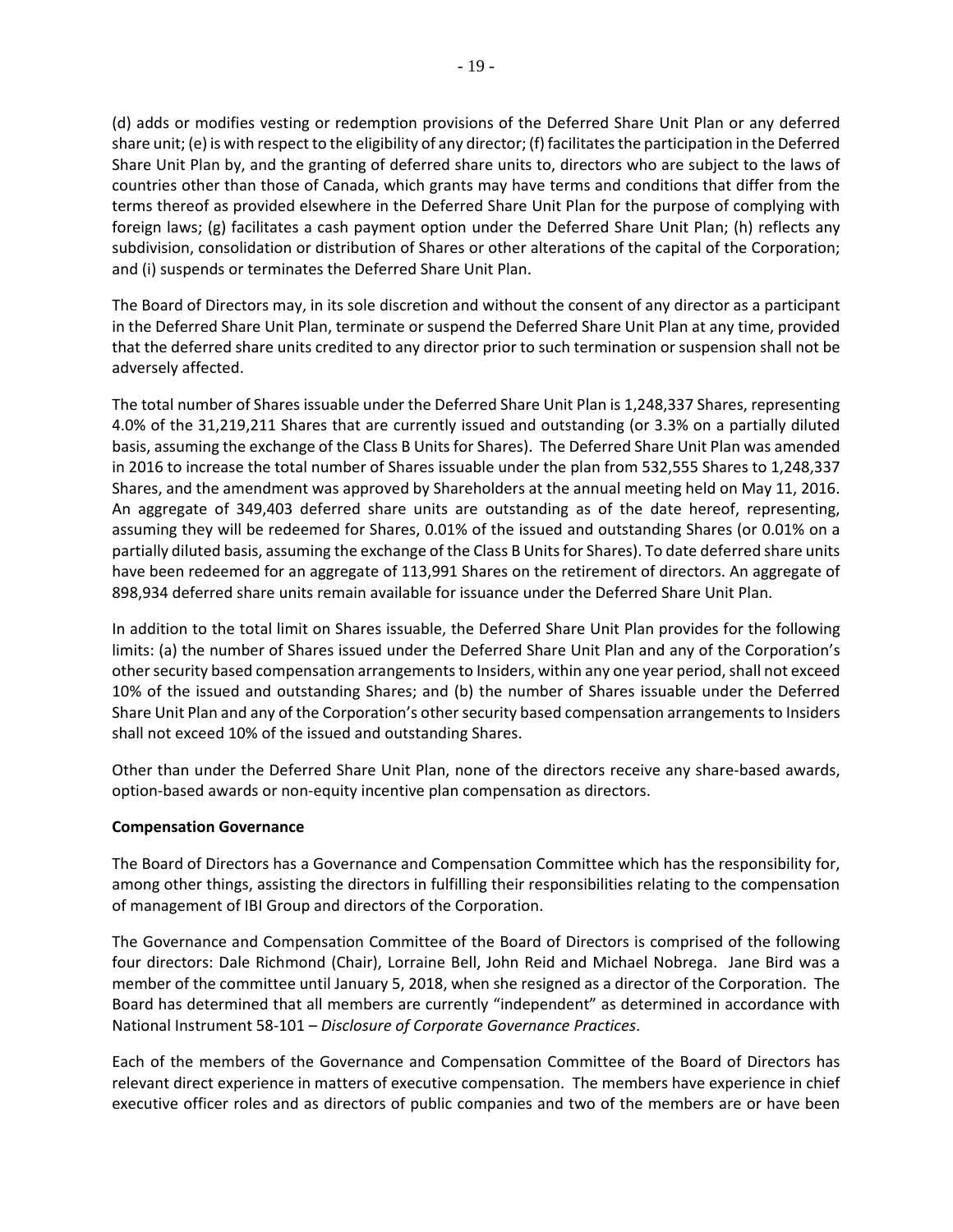(d) adds or modifies vesting or redemption provisions of the Deferred Share Unit Plan or any deferred share unit; (e) is with respect to the eligibility of any director; (f) facilitates the participation in the Deferred Share Unit Plan by, and the granting of deferred share units to, directors who are subject to the laws of countries other than those of Canada, which grants may have terms and conditions that differ from the terms thereof as provided elsewhere in the Deferred Share Unit Plan for the purpose of complying with foreign laws; (g) facilitates a cash payment option under the Deferred Share Unit Plan; (h) reflects any subdivision, consolidation or distribution of Shares or other alterations of the capital of the Corporation; and (i) suspends or terminates the Deferred Share Unit Plan.

The Board of Directors may, in its sole discretion and without the consent of any director as a participant in the Deferred Share Unit Plan, terminate or suspend the Deferred Share Unit Plan at any time, provided that the deferred share units credited to any director prior to such termination or suspension shall not be adversely affected.

The total number of Shares issuable under the Deferred Share Unit Plan is 1,248,337 Shares, representing 4.0% of the 31,219,211 Shares that are currently issued and outstanding (or 3.3% on a partially diluted basis, assuming the exchange of the Class B Units for Shares). The Deferred Share Unit Plan was amended in 2016 to increase the total number of Shares issuable under the plan from 532,555 Shares to 1,248,337 Shares, and the amendment was approved by Shareholders at the annual meeting held on May 11, 2016. An aggregate of 349,403 deferred share units are outstanding as of the date hereof, representing, assuming they will be redeemed for Shares, 0.01% of the issued and outstanding Shares (or 0.01% on a partially diluted basis, assuming the exchange of the Class B Units for Shares). To date deferred share units have been redeemed for an aggregate of 113,991 Shares on the retirement of directors. An aggregate of 898,934 deferred share units remain available for issuance under the Deferred Share Unit Plan.

In addition to the total limit on Shares issuable, the Deferred Share Unit Plan provides for the following limits: (a) the number of Shares issued under the Deferred Share Unit Plan and any of the Corporation's other security based compensation arrangements to Insiders, within any one year period, shall not exceed 10% of the issued and outstanding Shares; and (b) the number of Shares issuable under the Deferred Share Unit Plan and any of the Corporation's other security based compensation arrangements to Insiders shall not exceed 10% of the issued and outstanding Shares.

Other than under the Deferred Share Unit Plan, none of the directors receive any share-based awards, option-based awards or non-equity incentive plan compensation as directors.

**Compensation Governance**

The Board of Directors has a Governance and Compensation Committee which has the responsibility for, among other things, assisting the directors in fulfilling their responsibilities relating to the compensation of management of IBI Group and directors of the Corporation.

The Governance and Compensation Committee of the Board of Directors is comprised of the following four directors: Dale Richmond (Chair), Lorraine Bell, John Reid and Michael Nobrega. Jane Bird was a member of the committee until January 5, 2018, when she resigned as a director of the Corporation. The Board has determined that all members are currently "independent" as determined in accordance with National Instrument 58-101 – *Disclosure of Corporate Governance Practices*.

Each of the members of the Governance and Compensation Committee of the Board of Directors has relevant direct experience in matters of executive compensation. The members have experience in chief executive officer roles and as directors of public companies and two of the members are or have been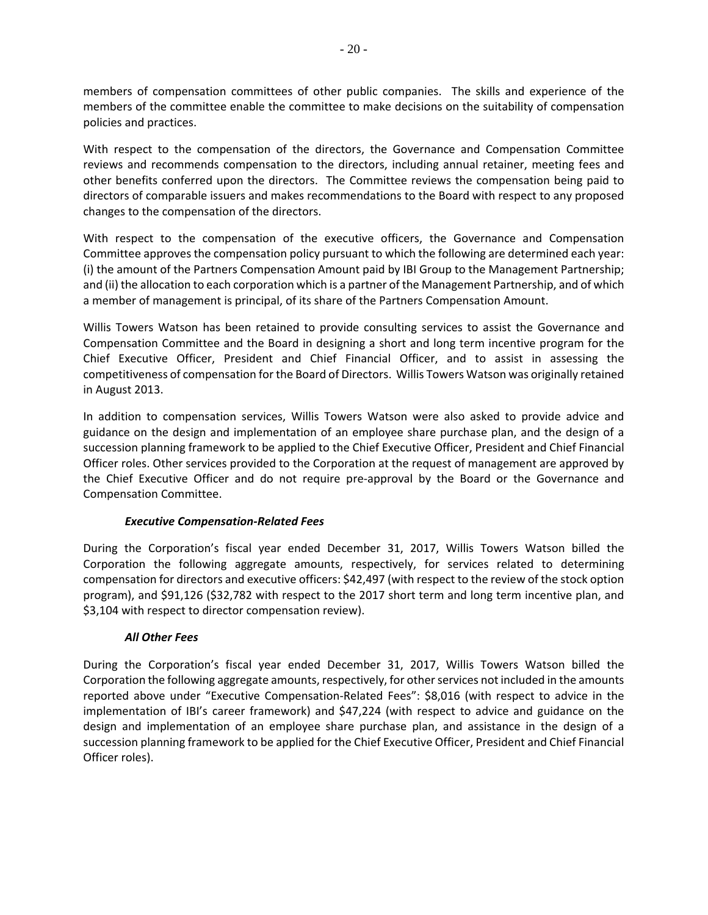members of compensation committees of other public companies. The skills and experience of the members of the committee enable the committee to make decisions on the suitability of compensation policies and practices.

With respect to the compensation of the directors, the Governance and Compensation Committee reviews and recommends compensation to the directors, including annual retainer, meeting fees and other benefits conferred upon the directors. The Committee reviews the compensation being paid to directors of comparable issuers and makes recommendations to the Board with respect to any proposed changes to the compensation of the directors.

With respect to the compensation of the executive officers, the Governance and Compensation Committee approves the compensation policy pursuant to which the following are determined each year: (i) the amount of the Partners Compensation Amount paid by IBI Group to the Management Partnership; and (ii) the allocation to each corporation which is a partner of the Management Partnership, and of which a member of management is principal, of its share of the Partners Compensation Amount.

Willis Towers Watson has been retained to provide consulting services to assist the Governance and Compensation Committee and the Board in designing a short and long term incentive program for the Chief Executive Officer, President and Chief Financial Officer, and to assist in assessing the competitiveness of compensation for the Board of Directors. Willis Towers Watson was originally retained in August 2013.

In addition to compensation services, Willis Towers Watson were also asked to provide advice and guidance on the design and implementation of an employee share purchase plan, and the design of a succession planning framework to be applied to the Chief Executive Officer, President and Chief Financial Officer roles. Other services provided to the Corporation at the request of management are approved by the Chief Executive Officer and do not require pre-approval by the Board or the Governance and Compensation Committee.

***Executive Compensation-Related Fees***

During the Corporation's fiscal year ended December 31, 2017, Willis Towers Watson billed the Corporation the following aggregate amounts, respectively, for services related to determining compensation for directors and executive officers: $42,497 (with respect to the review of the stock option program), and $91,126 ($32,782 with respect to the 2017 short term and long term incentive plan, and $3,104 with respect to director compensation review).

***All Other Fees***

During the Corporation's fiscal year ended December 31, 2017, Willis Towers Watson billed the Corporation the following aggregate amounts, respectively, for other services not included in the amounts reported above under "Executive Compensation-Related Fees": $8,016 (with respect to advice in the implementation of IBI's career framework) and $47,224 (with respect to advice and guidance on the design and implementation of an employee share purchase plan, and assistance in the design of a succession planning framework to be applied for the Chief Executive Officer, President and Chief Financial Officer roles).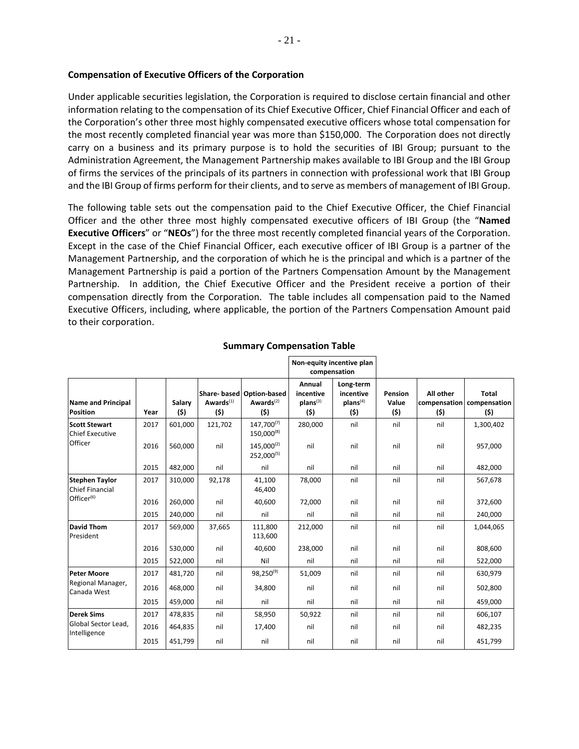**Compensation of Executive Officers of the Corporation**

Under applicable securities legislation, the Corporation is required to disclose certain financial and other information relating to the compensation of its Chief Executive Officer, Chief Financial Officer and each of the Corporation's other three most highly compensated executive officers whose total compensation for the most recently completed financial year was more than $150,000. The Corporation does not directly carry on a business and its primary purpose is to hold the securities of IBI Group; pursuant to the Administration Agreement, the Management Partnership makes available to IBI Group and the IBI Group of firms the services of the principals of its partners in connection with professional work that IBI Group and the IBI Group of firms perform for their clients, and to serve as members of management of IBI Group.

The following table sets out the compensation paid to the Chief Executive Officer, the Chief Financial Officer and the other three most highly compensated executive officers of IBI Group (the "**Named Executive Officers**" or "**NEOs**") for the three most recently completed financial years of the Corporation. Except in the case of the Chief Financial Officer, each executive officer of IBI Group is a partner of the Management Partnership, and the corporation of which he is the principal and which is a partner of the Management Partnership is paid a portion of the Partners Compensation Amount by the Management Partnership. In addition, the Chief Executive Officer and the President receive a portion of their compensation directly from the Corporation. The table includes all compensation paid to the Named Executive Officers, including, where applicable, the portion of the Partners Compensation Amount paid to their corporation.

**Summary Compensation Table**

| | | | | | Non-equity incentive plan compensation | | | | |
|---|---|---|---|---|---|---|---|---|---|
| **Name and Principal Position** | **Year** | **Salary ($)** | **Share- based Awards[1] ($)** | **Option-based Awards[2] ($)** | **Annual incentive plans[3] ($)** | **Long-term incentive plans[4] ($)** | **Pension Value ($)** | **All other compensation ($)** | **Total compensation ($)** |
| **Scott Stewart** Chief Executive Officer | 2017 | 601,000 | 121,702 | 147,700[7] 150,000[8] | 280,000 | nil | nil | nil | 1,300,402 |
| | 2016 | 560,000 | nil | 145,000[2] 252,000[5] | nil | nil | nil | nil | 957,000 |
| | 2015 | 482,000 | nil | nil | nil | nil | nil | nil | 482,000 |
| **Stephen Taylor** Chief Financial Officer[6] | 2017 | 310,000 | 92,178 | 41,100 46,400 | 78,000 | nil | nil | nil | 567,678 |
| | 2016 | 260,000 | nil | 40,600 | 72,000 | nil | nil | nil | 372,600 |
| | 2015 | 240,000 | nil | nil | nil | nil | nil | nil | 240,000 |
| **David Thom** President | 2017 | 569,000 | 37,665 | 111,800 113,600 | 212,000 | nil | nil | nil | 1,044,065 |
| | 2016 | 530,000 | nil | 40,600 | 238,000 | nil | nil | nil | 808,600 |
| | 2015 | 522,000 | nil | Nil | nil | nil | nil | nil | 522,000 |
| **Peter Moore** Regional Manager, Canada West | 2017 | 481,720 | nil | 98,250[9] | 51,009 | nil | nil | nil | 630,979 |
| | 2016 | 468,000 | nil | 34,800 | nil | nil | nil | nil | 502,800 |
| | 2015 | 459,000 | nil | nil | nil | nil | nil | nil | 459,000 |
| **Derek Sims** Global Sector Lead, Intelligence | 2017 | 478,835 | nil | 58,950 | 50,922 | nil | nil | nil | 606,107 |
| | 2016 | 464,835 | nil | 17,400 | nil | nil | nil | nil | 482,235 |
| | 2015 | 451,799 | nil | nil | nil | nil | nil | nil | 451,799 |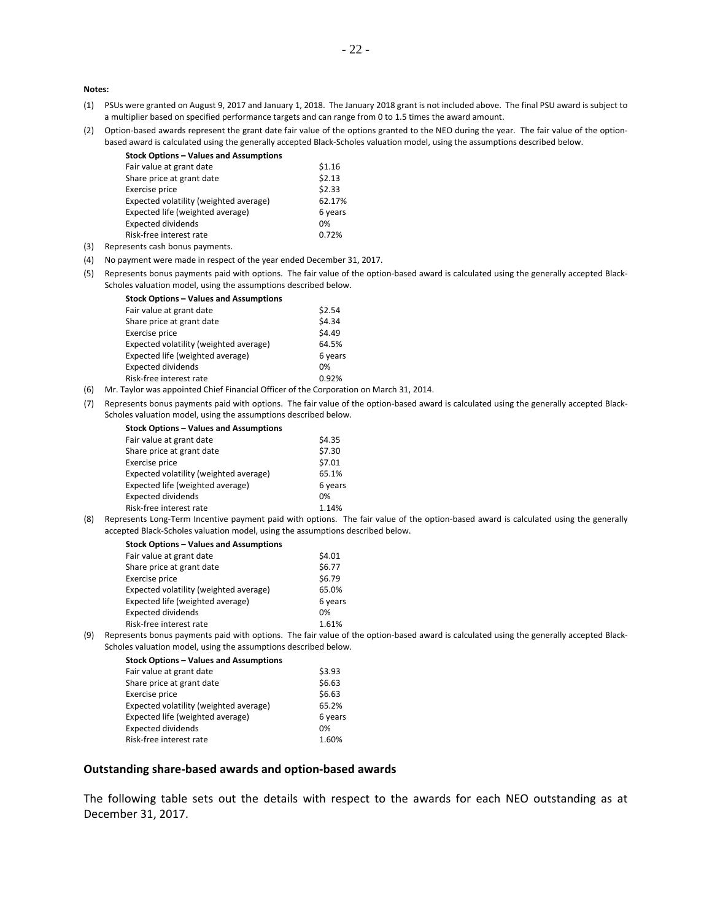**Notes:**

(1) PSUs were granted on August 9, 2017 and January 1, 2018. The January 2018 grant is not included above. The final PSU award is subject to a multiplier based on specified performance targets and can range from 0 to 1.5 times the award amount.

(2) Option-based awards represent the grant date fair value of the options granted to the NEO during the year. The fair value of the option-based award is calculated using the generally accepted Black-Scholes valuation model, using the assumptions described below.

| Stock Options – Values and Assumptions | |
|---|---|
| Fair value at grant date | $1.16 |
| Share price at grant date | $2.13 |
| Exercise price | $2.33 |
| Expected volatility (weighted average) | 62.17% |
| Expected life (weighted average) | 6 years |
| Expected dividends | 0% |
| Risk-free interest rate | 0.72% |

(3) Represents cash bonus payments.

(4) No payment were made in respect of the year ended December 31, 2017.

(5) Represents bonus payments paid with options. The fair value of the option-based award is calculated using the generally accepted Black-Scholes valuation model, using the assumptions described below.

| Stock Options – Values and Assumptions | |
|---|---|
| Fair value at grant date | $2.54 |
| Share price at grant date | $4.34 |
| Exercise price | $4.49 |
| Expected volatility (weighted average) | 64.5% |
| Expected life (weighted average) | 6 years |
| Expected dividends | 0% |
| Risk-free interest rate | 0.92% |

(6) Mr. Taylor was appointed Chief Financial Officer of the Corporation on March 31, 2014.

(7) Represents bonus payments paid with options. The fair value of the option-based award is calculated using the generally accepted Black-Scholes valuation model, using the assumptions described below.

| Stock Options – Values and Assumptions | |
|---|---|
| Fair value at grant date | $4.35 |
| Share price at grant date | $7.30 |
| Exercise price | $7.01 |
| Expected volatility (weighted average) | 65.1% |
| Expected life (weighted average) | 6 years |
| Expected dividends | 0% |
| Risk-free interest rate | 1.14% |

(8) Represents Long-Term Incentive payment paid with options. The fair value of the option-based award is calculated using the generally accepted Black-Scholes valuation model, using the assumptions described below.

| Stock Options – Values and Assumptions | |
|---|---|
| Fair value at grant date | $4.01 |
| Share price at grant date | $6.77 |
| Exercise price | $6.79 |
| Expected volatility (weighted average) | 65.0% |
| Expected life (weighted average) | 6 years |
| Expected dividends | 0% |
| Risk-free interest rate | 1.61% |

(9) Represents bonus payments paid with options. The fair value of the option-based award is calculated using the generally accepted Black-Scholes valuation model, using the assumptions described below.

| Stock Options – Values and Assumptions | |
|---|---|
| Fair value at grant date | $3.93 |
| Share price at grant date | $6.63 |
| Exercise price | $6.63 |
| Expected volatility (weighted average) | 65.2% |
| Expected life (weighted average) | 6 years |
| Expected dividends | 0% |
| Risk-free interest rate | 1.60% |

### Outstanding share-based awards and option-based awards

The following table sets out the details with respect to the awards for each NEO outstanding as at December 31, 2017.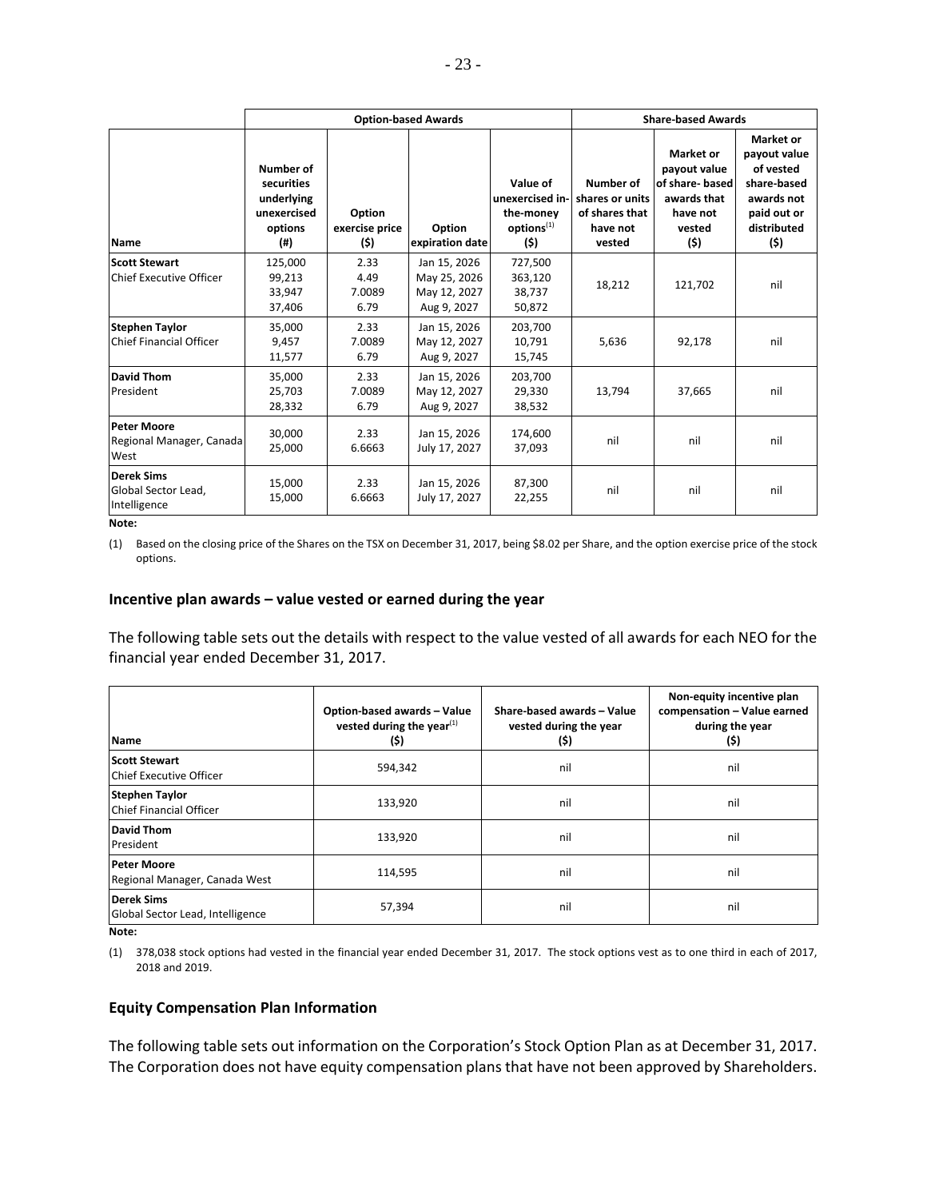| Name | Option-based Awards | | | | Share-based Awards | | |
|---|---|---|---|---|---|---|---|
| | Number of securities underlying unexercised options (#) | Option exercise price ($) | Option expiration date | Value of unexercised in-the-money options[1] ($) | Number of shares or units of shares that have not vested | Market or payout value of share- based awards that have not vested ($) | Market or payout value of vested share-based awards not paid out or distributed ($) |
| **Scott Stewart**<br>Chief Executive Officer | 125,000<br>99,213<br>33,947<br>37,406 | 2.33<br>4.49<br>7.0089<br>6.79 | Jan 15, 2026<br>May 25, 2026<br>May 12, 2027<br>Aug 9, 2027 | 727,500<br>363,120<br>38,737<br>50,872 | 18,212 | 121,702 | nil |
| **Stephen Taylor**<br>Chief Financial Officer | 35,000<br>9,457<br>11,577 | 2.33<br>7.0089<br>6.79 | Jan 15, 2026<br>May 12, 2027<br>Aug 9, 2027 | 203,700<br>10,791<br>15,745 | 5,636 | 92,178 | nil |
| **David Thom**<br>President | 35,000<br>25,703<br>28,332 | 2.33<br>7.0089<br>6.79 | Jan 15, 2026<br>May 12, 2027<br>Aug 9, 2027 | 203,700<br>29,330<br>38,532 | 13,794 | 37,665 | nil |
| **Peter Moore**<br>Regional Manager, Canada West | 30,000<br>25,000 | 2.33<br>6.6663 | Jan 15, 2026<br>July 17, 2027 | 174,600<br>37,093 | nil | nil | nil |
| **Derek Sims**<br>Global Sector Lead, Intelligence | 15,000<br>15,000 | 2.33<br>6.6663 | Jan 15, 2026<br>July 17, 2027 | 87,300<br>22,255 | nil | nil | nil |

**Note:**

(1) Based on the closing price of the Shares on the TSX on December 31, 2017, being $8.02 per Share, and the option exercise price of the stock options.

### Incentive plan awards – value vested or earned during the year

The following table sets out the details with respect to the value vested of all awards for each NEO for the financial year ended December 31, 2017.

| Name | Option-based awards – Value vested during the year[1] ($) | Share-based awards – Value vested during the year ($) | Non-equity incentive plan compensation – Value earned during the year ($) |
|---|---|---|---|
| **Scott Stewart**<br>Chief Executive Officer | 594,342 | nil | nil |
| **Stephen Taylor**<br>Chief Financial Officer | 133,920 | nil | nil |
| **David Thom**<br>President | 133,920 | nil | nil |
| **Peter Moore**<br>Regional Manager, Canada West | 114,595 | nil | nil |
| **Derek Sims**<br>Global Sector Lead, Intelligence | 57,394 | nil | nil |

**Note:**

(1) 378,038 stock options had vested in the financial year ended December 31, 2017. The stock options vest as to one third in each of 2017, 2018 and 2019.

### Equity Compensation Plan Information

The following table sets out information on the Corporation's Stock Option Plan as at December 31, 2017. The Corporation does not have equity compensation plans that have not been approved by Shareholders.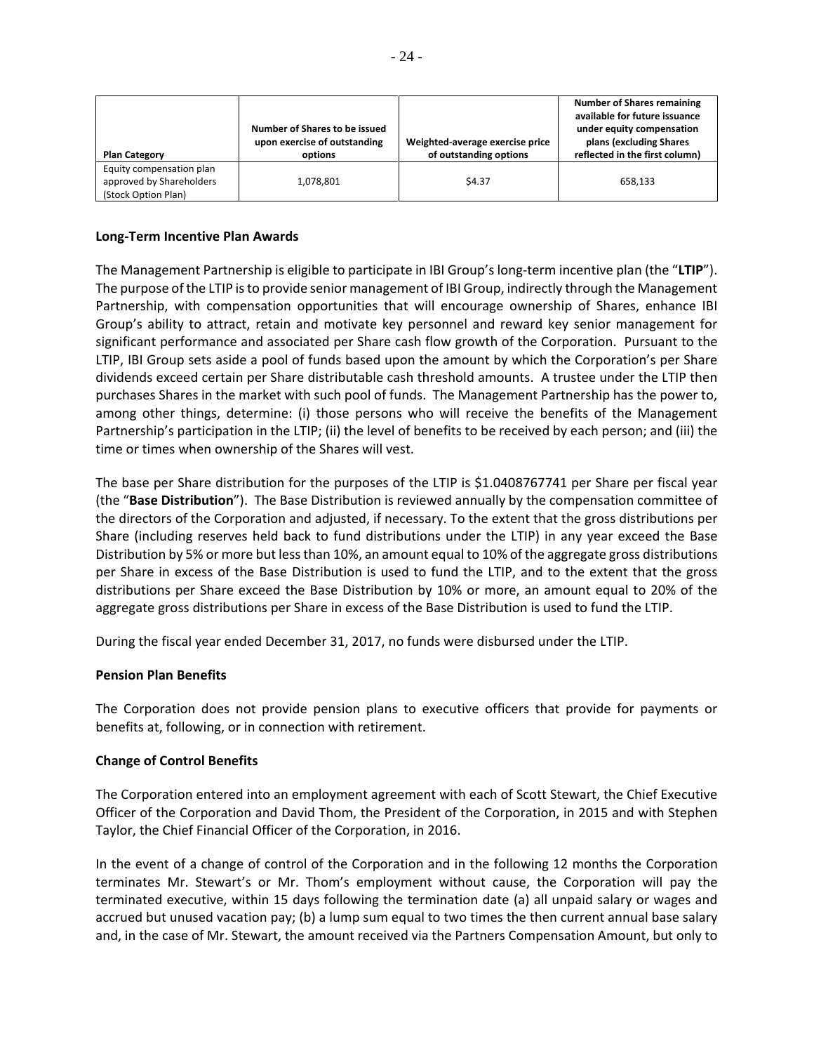| Plan Category | Number of Shares to be issued upon exercise of outstanding options | Weighted-average exercise price of outstanding options | Number of Shares remaining available for future issuance under equity compensation plans (excluding Shares reflected in the first column) |
|---|---|---|---|
| Equity compensation plan approved by Shareholders (Stock Option Plan) | 1,078,801 | $4.37 | 658,133 |

**Long-Term Incentive Plan Awards**

The Management Partnership is eligible to participate in IBI Group's long-term incentive plan (the "**LTIP**"). The purpose of the LTIP is to provide senior management of IBI Group, indirectly through the Management Partnership, with compensation opportunities that will encourage ownership of Shares, enhance IBI Group's ability to attract, retain and motivate key personnel and reward key senior management for significant performance and associated per Share cash flow growth of the Corporation. Pursuant to the LTIP, IBI Group sets aside a pool of funds based upon the amount by which the Corporation's per Share dividends exceed certain per Share distributable cash threshold amounts. A trustee under the LTIP then purchases Shares in the market with such pool of funds. The Management Partnership has the power to, among other things, determine: (i) those persons who will receive the benefits of the Management Partnership's participation in the LTIP; (ii) the level of benefits to be received by each person; and (iii) the time or times when ownership of the Shares will vest.

The base per Share distribution for the purposes of the LTIP is $1.0408767741 per Share per fiscal year (the "**Base Distribution**"). The Base Distribution is reviewed annually by the compensation committee of the directors of the Corporation and adjusted, if necessary. To the extent that the gross distributions per Share (including reserves held back to fund distributions under the LTIP) in any year exceed the Base Distribution by 5% or more but less than 10%, an amount equal to 10% of the aggregate gross distributions per Share in excess of the Base Distribution is used to fund the LTIP, and to the extent that the gross distributions per Share exceed the Base Distribution by 10% or more, an amount equal to 20% of the aggregate gross distributions per Share in excess of the Base Distribution is used to fund the LTIP.

During the fiscal year ended December 31, 2017, no funds were disbursed under the LTIP.

**Pension Plan Benefits**

The Corporation does not provide pension plans to executive officers that provide for payments or benefits at, following, or in connection with retirement.

**Change of Control Benefits**

The Corporation entered into an employment agreement with each of Scott Stewart, the Chief Executive Officer of the Corporation and David Thom, the President of the Corporation, in 2015 and with Stephen Taylor, the Chief Financial Officer of the Corporation, in 2016.

In the event of a change of control of the Corporation and in the following 12 months the Corporation terminates Mr. Stewart's or Mr. Thom's employment without cause, the Corporation will pay the terminated executive, within 15 days following the termination date (a) all unpaid salary or wages and accrued but unused vacation pay; (b) a lump sum equal to two times the then current annual base salary and, in the case of Mr. Stewart, the amount received via the Partners Compensation Amount, but only to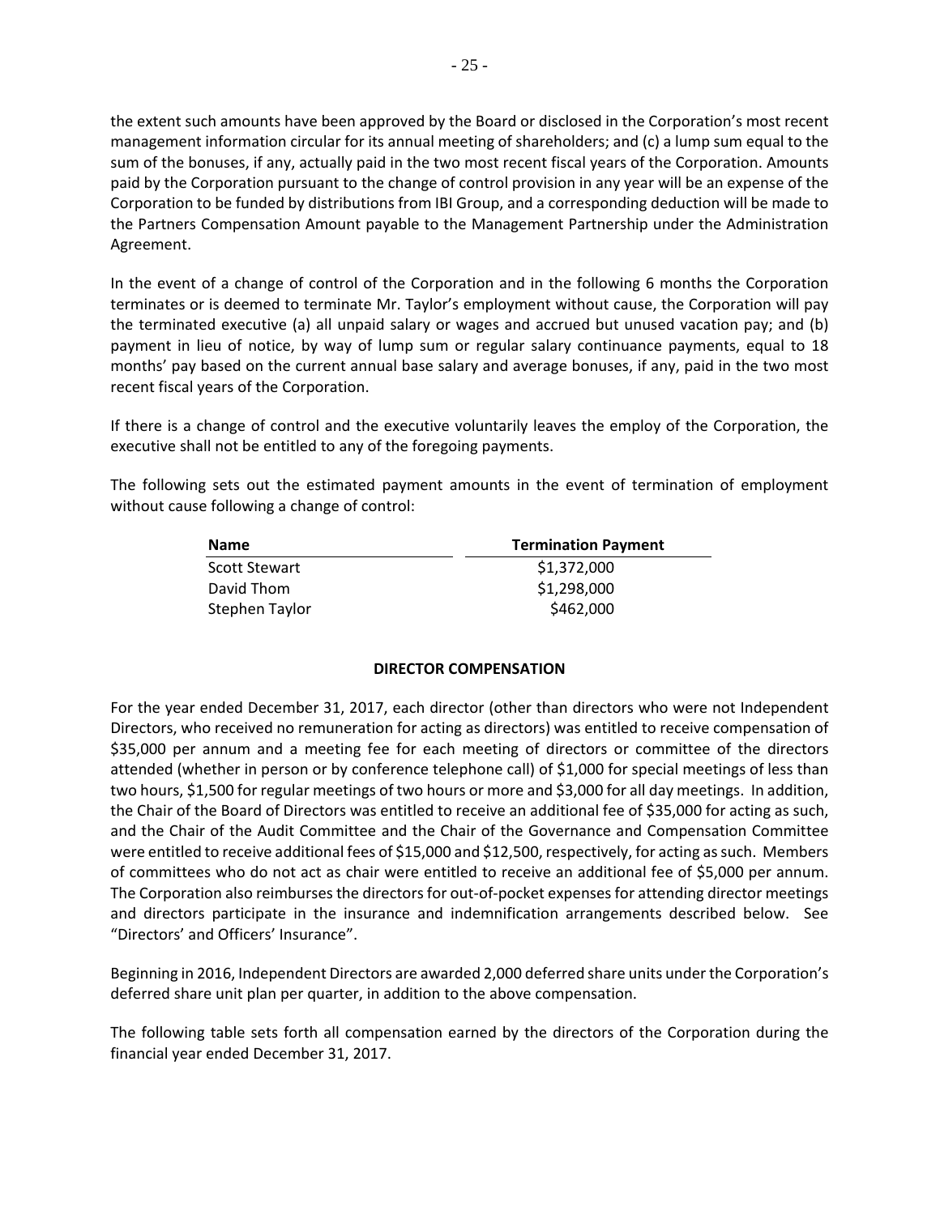the extent such amounts have been approved by the Board or disclosed in the Corporation's most recent management information circular for its annual meeting of shareholders; and (c) a lump sum equal to the sum of the bonuses, if any, actually paid in the two most recent fiscal years of the Corporation. Amounts paid by the Corporation pursuant to the change of control provision in any year will be an expense of the Corporation to be funded by distributions from IBI Group, and a corresponding deduction will be made to the Partners Compensation Amount payable to the Management Partnership under the Administration Agreement.

In the event of a change of control of the Corporation and in the following 6 months the Corporation terminates or is deemed to terminate Mr. Taylor's employment without cause, the Corporation will pay the terminated executive (a) all unpaid salary or wages and accrued but unused vacation pay; and (b) payment in lieu of notice, by way of lump sum or regular salary continuance payments, equal to 18 months' pay based on the current annual base salary and average bonuses, if any, paid in the two most recent fiscal years of the Corporation.

If there is a change of control and the executive voluntarily leaves the employ of the Corporation, the executive shall not be entitled to any of the foregoing payments.

The following sets out the estimated payment amounts in the event of termination of employment without cause following a change of control:

| Name | Termination Payment |
|---|---|
| Scott Stewart | $1,372,000 |
| David Thom | $1,298,000 |
| Stephen Taylor | $462,000 |

## DIRECTOR COMPENSATION

For the year ended December 31, 2017, each director (other than directors who were not Independent Directors, who received no remuneration for acting as directors) was entitled to receive compensation of $35,000 per annum and a meeting fee for each meeting of directors or committee of the directors attended (whether in person or by conference telephone call) of $1,000 for special meetings of less than two hours, $1,500 for regular meetings of two hours or more and $3,000 for all day meetings. In addition, the Chair of the Board of Directors was entitled to receive an additional fee of $35,000 for acting as such, and the Chair of the Audit Committee and the Chair of the Governance and Compensation Committee were entitled to receive additional fees of $15,000 and $12,500, respectively, for acting as such. Members of committees who do not act as chair were entitled to receive an additional fee of $5,000 per annum. The Corporation also reimburses the directors for out-of-pocket expenses for attending director meetings and directors participate in the insurance and indemnification arrangements described below. See "Directors' and Officers' Insurance".

Beginning in 2016, Independent Directors are awarded 2,000 deferred share units under the Corporation's deferred share unit plan per quarter, in addition to the above compensation.

The following table sets forth all compensation earned by the directors of the Corporation during the financial year ended December 31, 2017.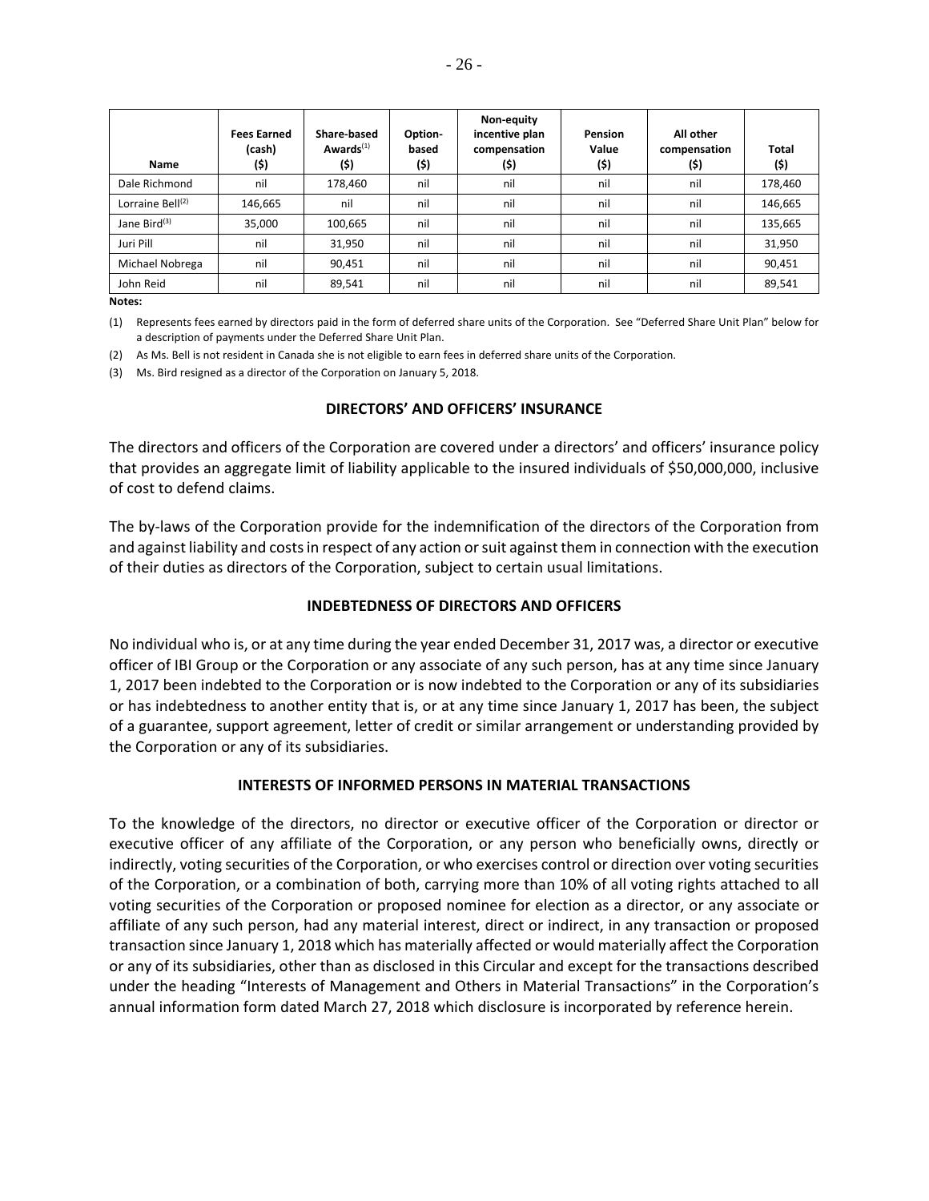| Name | Fees Earned (cash) ($) | Share-based Awards[(1)] ($) | Option-based ($) | Non-equity incentive plan compensation ($) | Pension Value ($) | All other compensation ($) | Total ($) |
|---|---|---|---|---|---|---|---|
| Dale Richmond | nil | 178,460 | nil | nil | nil | nil | 178,460 |
| Lorraine Bell[(2)] | 146,665 | nil | nil | nil | nil | nil | 146,665 |
| Jane Bird[(3)] | 35,000 | 100,665 | nil | nil | nil | nil | 135,665 |
| Juri Pill | nil | 31,950 | nil | nil | nil | nil | 31,950 |
| Michael Nobrega | nil | 90,451 | nil | nil | nil | nil | 90,451 |
| John Reid | nil | 89,541 | nil | nil | nil | nil | 89,541 |

**Notes:**

(1) Represents fees earned by directors paid in the form of deferred share units of the Corporation. See "Deferred Share Unit Plan" below for a description of payments under the Deferred Share Unit Plan.

(2) As Ms. Bell is not resident in Canada she is not eligible to earn fees in deferred share units of the Corporation.

(3) Ms. Bird resigned as a director of the Corporation on January 5, 2018.

## DIRECTORS' AND OFFICERS' INSURANCE

The directors and officers of the Corporation are covered under a directors' and officers' insurance policy that provides an aggregate limit of liability applicable to the insured individuals of $50,000,000, inclusive of cost to defend claims.

The by-laws of the Corporation provide for the indemnification of the directors of the Corporation from and against liability and costs in respect of any action or suit against them in connection with the execution of their duties as directors of the Corporation, subject to certain usual limitations.

## INDEBTEDNESS OF DIRECTORS AND OFFICERS

No individual who is, or at any time during the year ended December 31, 2017 was, a director or executive officer of IBI Group or the Corporation or any associate of any such person, has at any time since January 1, 2017 been indebted to the Corporation or is now indebted to the Corporation or any of its subsidiaries or has indebtedness to another entity that is, or at any time since January 1, 2017 has been, the subject of a guarantee, support agreement, letter of credit or similar arrangement or understanding provided by the Corporation or any of its subsidiaries.

## INTERESTS OF INFORMED PERSONS IN MATERIAL TRANSACTIONS

To the knowledge of the directors, no director or executive officer of the Corporation or director or executive officer of any affiliate of the Corporation, or any person who beneficially owns, directly or indirectly, voting securities of the Corporation, or who exercises control or direction over voting securities of the Corporation, or a combination of both, carrying more than 10% of all voting rights attached to all voting securities of the Corporation or proposed nominee for election as a director, or any associate or affiliate of any such person, had any material interest, direct or indirect, in any transaction or proposed transaction since January 1, 2018 which has materially affected or would materially affect the Corporation or any of its subsidiaries, other than as disclosed in this Circular and except for the transactions described under the heading "Interests of Management and Others in Material Transactions" in the Corporation's annual information form dated March 27, 2018 which disclosure is incorporated by reference herein.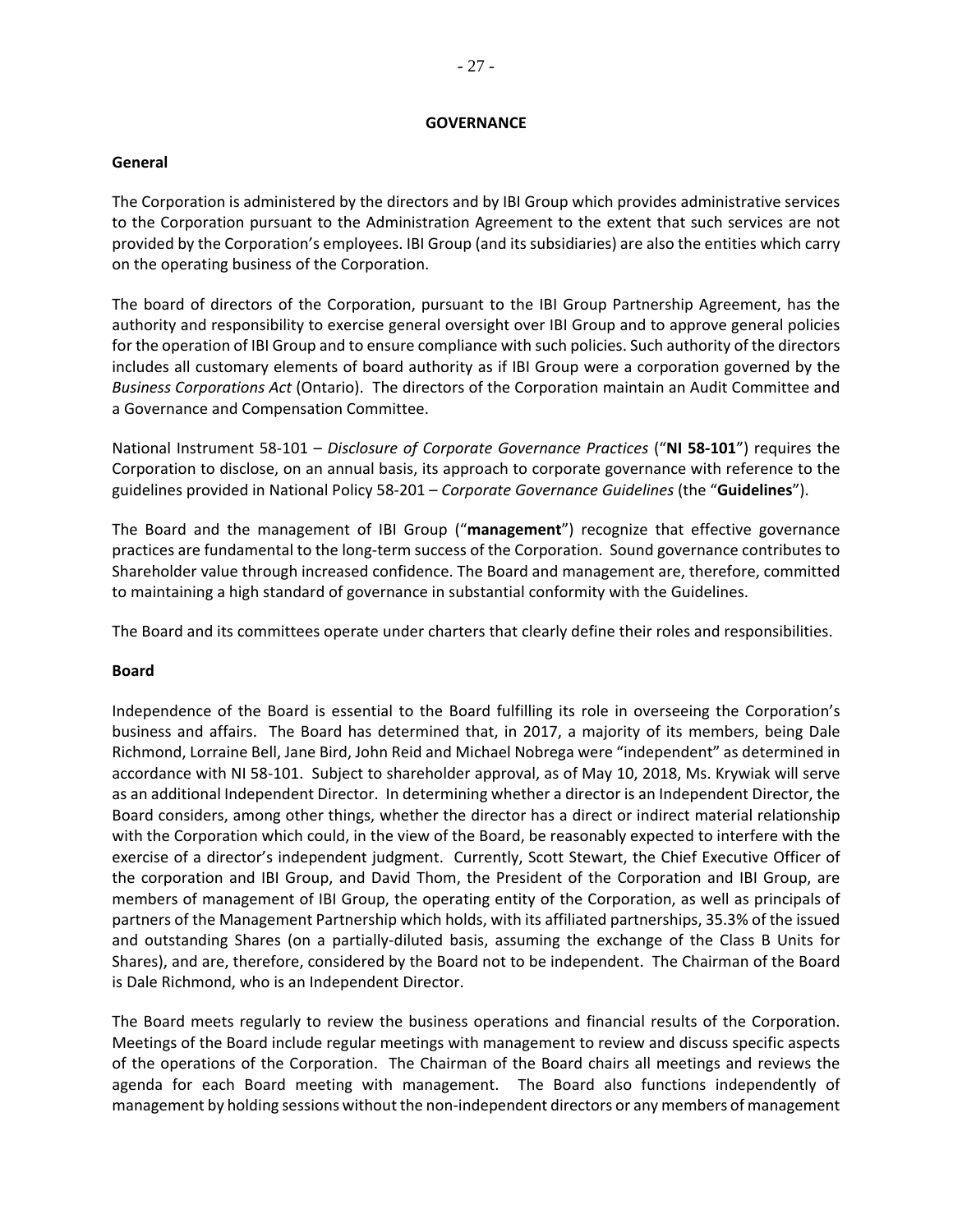## GOVERNANCE

### General

The Corporation is administered by the directors and by IBI Group which provides administrative services to the Corporation pursuant to the Administration Agreement to the extent that such services are not provided by the Corporation's employees. IBI Group (and its subsidiaries) are also the entities which carry on the operating business of the Corporation.

The board of directors of the Corporation, pursuant to the IBI Group Partnership Agreement, has the authority and responsibility to exercise general oversight over IBI Group and to approve general policies for the operation of IBI Group and to ensure compliance with such policies. Such authority of the directors includes all customary elements of board authority as if IBI Group were a corporation governed by the *Business Corporations Act* (Ontario). The directors of the Corporation maintain an Audit Committee and a Governance and Compensation Committee.

National Instrument 58-101 – *Disclosure of Corporate Governance Practices* ("**NI 58-101**") requires the Corporation to disclose, on an annual basis, its approach to corporate governance with reference to the guidelines provided in National Policy 58-201 – *Corporate Governance Guidelines* (the "**Guidelines**").

The Board and the management of IBI Group ("**management**") recognize that effective governance practices are fundamental to the long-term success of the Corporation. Sound governance contributes to Shareholder value through increased confidence. The Board and management are, therefore, committed to maintaining a high standard of governance in substantial conformity with the Guidelines.

The Board and its committees operate under charters that clearly define their roles and responsibilities.

### Board

Independence of the Board is essential to the Board fulfilling its role in overseeing the Corporation's business and affairs. The Board has determined that, in 2017, a majority of its members, being Dale Richmond, Lorraine Bell, Jane Bird, John Reid and Michael Nobrega were "independent" as determined in accordance with NI 58-101. Subject to shareholder approval, as of May 10, 2018, Ms. Krywiak will serve as an additional Independent Director. In determining whether a director is an Independent Director, the Board considers, among other things, whether the director has a direct or indirect material relationship with the Corporation which could, in the view of the Board, be reasonably expected to interfere with the exercise of a director's independent judgment. Currently, Scott Stewart, the Chief Executive Officer of the corporation and IBI Group, and David Thom, the President of the Corporation and IBI Group, are members of management of IBI Group, the operating entity of the Corporation, as well as principals of partners of the Management Partnership which holds, with its affiliated partnerships, 35.3% of the issued and outstanding Shares (on a partially-diluted basis, assuming the exchange of the Class B Units for Shares), and are, therefore, considered by the Board not to be independent. The Chairman of the Board is Dale Richmond, who is an Independent Director.

The Board meets regularly to review the business operations and financial results of the Corporation. Meetings of the Board include regular meetings with management to review and discuss specific aspects of the operations of the Corporation. The Chairman of the Board chairs all meetings and reviews the agenda for each Board meeting with management. The Board also functions independently of management by holding sessions without the non-independent directors or any members of management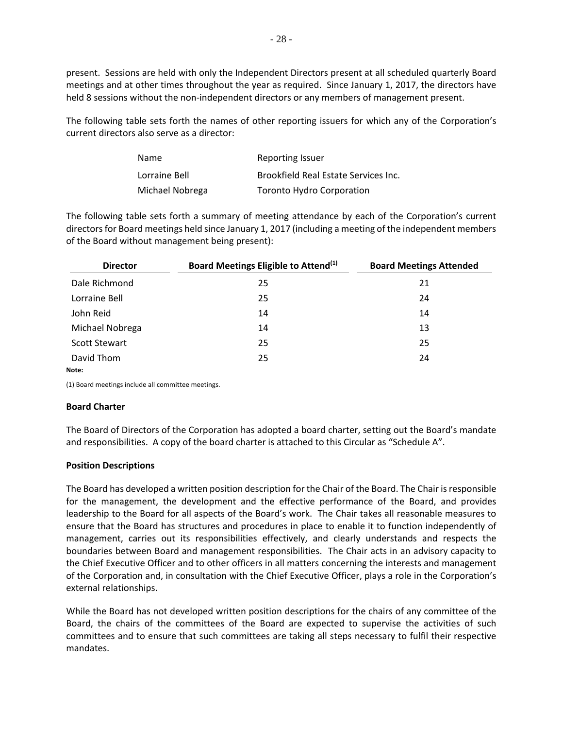present. Sessions are held with only the Independent Directors present at all scheduled quarterly Board meetings and at other times throughout the year as required. Since January 1, 2017, the directors have held 8 sessions without the non-independent directors or any members of management present.

The following table sets forth the names of other reporting issuers for which any of the Corporation's current directors also serve as a director:

| Name | Reporting Issuer |
|---|---|
| Lorraine Bell | Brookfield Real Estate Services Inc. |
| Michael Nobrega | Toronto Hydro Corporation |

The following table sets forth a summary of meeting attendance by each of the Corporation's current directors for Board meetings held since January 1, 2017 (including a meeting of the independent members of the Board without management being present):

| Director | Board Meetings Eligible to Attend[1] | Board Meetings Attended |
|---|---|---|
| Dale Richmond | 25 | 21 |
| Lorraine Bell | 25 | 24 |
| John Reid | 14 | 14 |
| Michael Nobrega | 14 | 13 |
| Scott Stewart | 25 | 25 |
| David Thom | 25 | 24 |

**Note:**

(1) Board meetings include all committee meetings.

**Board Charter**

The Board of Directors of the Corporation has adopted a board charter, setting out the Board's mandate and responsibilities. A copy of the board charter is attached to this Circular as "Schedule A".

**Position Descriptions**

The Board has developed a written position description for the Chair of the Board. The Chair is responsible for the management, the development and the effective performance of the Board, and provides leadership to the Board for all aspects of the Board's work. The Chair takes all reasonable measures to ensure that the Board has structures and procedures in place to enable it to function independently of management, carries out its responsibilities effectively, and clearly understands and respects the boundaries between Board and management responsibilities. The Chair acts in an advisory capacity to the Chief Executive Officer and to other officers in all matters concerning the interests and management of the Corporation and, in consultation with the Chief Executive Officer, plays a role in the Corporation's external relationships.

While the Board has not developed written position descriptions for the chairs of any committee of the Board, the chairs of the committees of the Board are expected to supervise the activities of such committees and to ensure that such committees are taking all steps necessary to fulfil their respective mandates.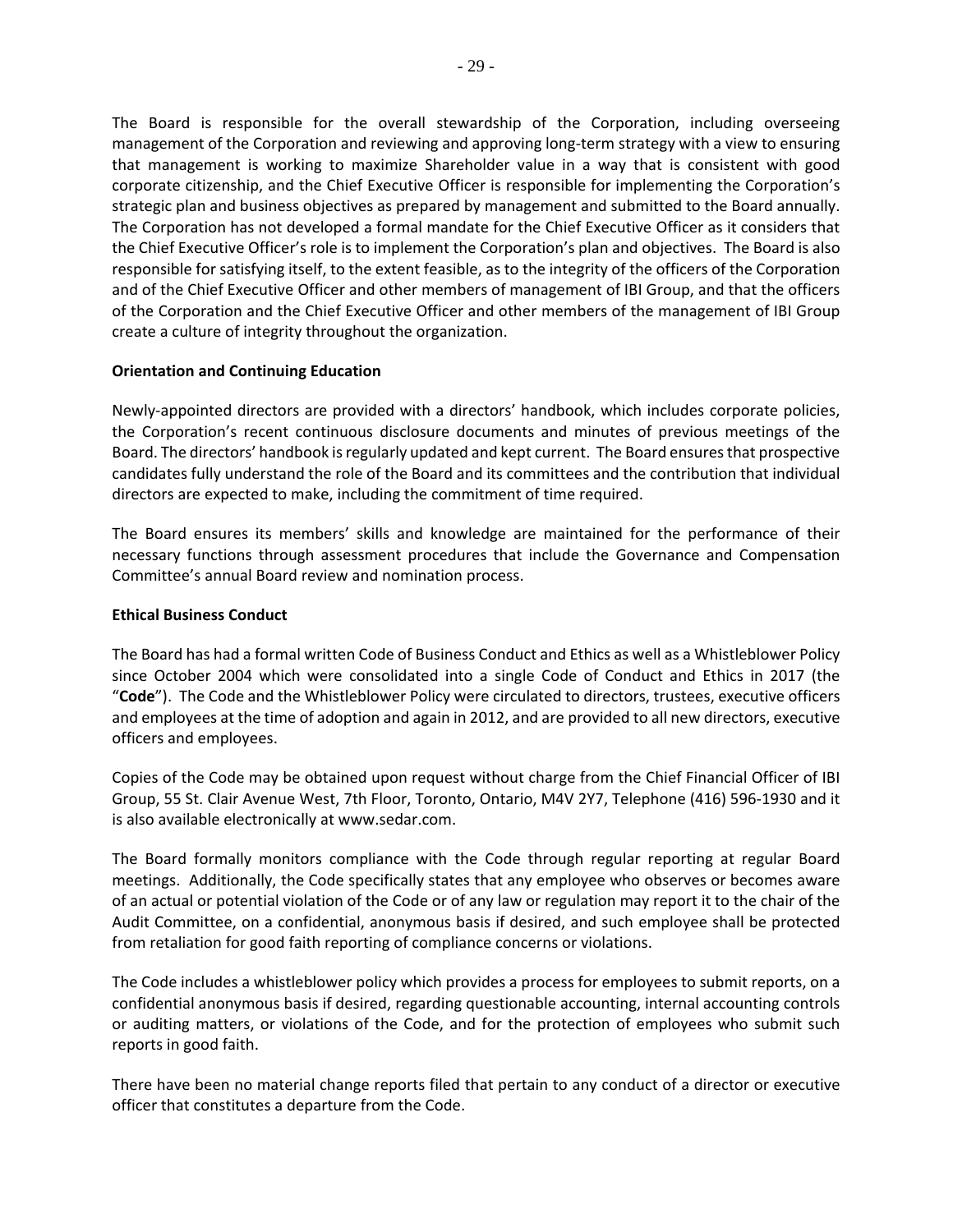The Board is responsible for the overall stewardship of the Corporation, including overseeing management of the Corporation and reviewing and approving long-term strategy with a view to ensuring that management is working to maximize Shareholder value in a way that is consistent with good corporate citizenship, and the Chief Executive Officer is responsible for implementing the Corporation's strategic plan and business objectives as prepared by management and submitted to the Board annually. The Corporation has not developed a formal mandate for the Chief Executive Officer as it considers that the Chief Executive Officer's role is to implement the Corporation's plan and objectives. The Board is also responsible for satisfying itself, to the extent feasible, as to the integrity of the officers of the Corporation and of the Chief Executive Officer and other members of management of IBI Group, and that the officers of the Corporation and the Chief Executive Officer and other members of the management of IBI Group create a culture of integrity throughout the organization.

**Orientation and Continuing Education**

Newly-appointed directors are provided with a directors' handbook, which includes corporate policies, the Corporation's recent continuous disclosure documents and minutes of previous meetings of the Board. The directors' handbook is regularly updated and kept current. The Board ensures that prospective candidates fully understand the role of the Board and its committees and the contribution that individual directors are expected to make, including the commitment of time required.

The Board ensures its members' skills and knowledge are maintained for the performance of their necessary functions through assessment procedures that include the Governance and Compensation Committee's annual Board review and nomination process.

**Ethical Business Conduct**

The Board has had a formal written Code of Business Conduct and Ethics as well as a Whistleblower Policy since October 2004 which were consolidated into a single Code of Conduct and Ethics in 2017 (the "**Code**"). The Code and the Whistleblower Policy were circulated to directors, trustees, executive officers and employees at the time of adoption and again in 2012, and are provided to all new directors, executive officers and employees.

Copies of the Code may be obtained upon request without charge from the Chief Financial Officer of IBI Group, 55 St. Clair Avenue West, 7th Floor, Toronto, Ontario, M4V 2Y7, Telephone (416) 596-1930 and it is also available electronically at www.sedar.com.

The Board formally monitors compliance with the Code through regular reporting at regular Board meetings. Additionally, the Code specifically states that any employee who observes or becomes aware of an actual or potential violation of the Code or of any law or regulation may report it to the chair of the Audit Committee, on a confidential, anonymous basis if desired, and such employee shall be protected from retaliation for good faith reporting of compliance concerns or violations.

The Code includes a whistleblower policy which provides a process for employees to submit reports, on a confidential anonymous basis if desired, regarding questionable accounting, internal accounting controls or auditing matters, or violations of the Code, and for the protection of employees who submit such reports in good faith.

There have been no material change reports filed that pertain to any conduct of a director or executive officer that constitutes a departure from the Code.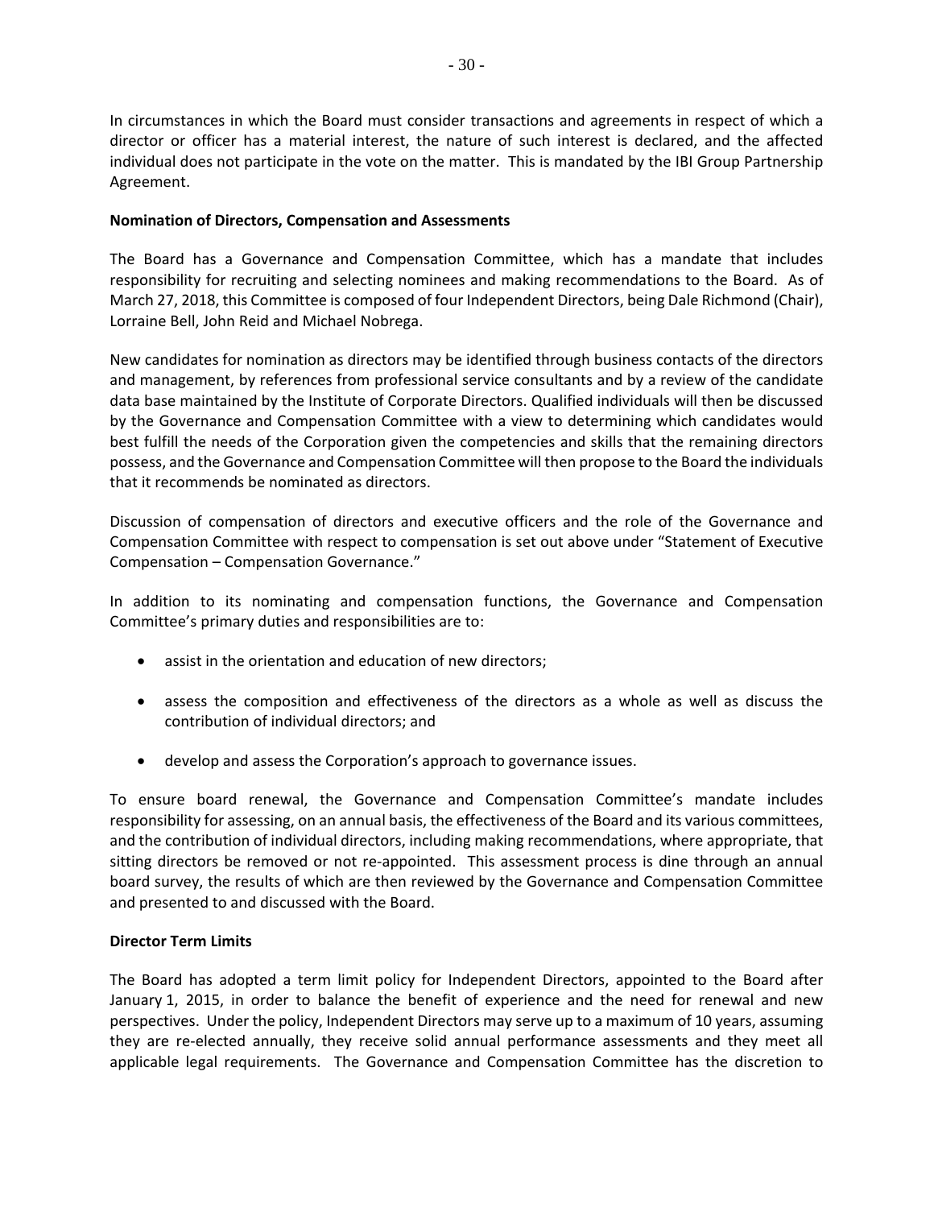In circumstances in which the Board must consider transactions and agreements in respect of which a director or officer has a material interest, the nature of such interest is declared, and the affected individual does not participate in the vote on the matter. This is mandated by the IBI Group Partnership Agreement.

**Nomination of Directors, Compensation and Assessments**

The Board has a Governance and Compensation Committee, which has a mandate that includes responsibility for recruiting and selecting nominees and making recommendations to the Board. As of March 27, 2018, this Committee is composed of four Independent Directors, being Dale Richmond (Chair), Lorraine Bell, John Reid and Michael Nobrega.

New candidates for nomination as directors may be identified through business contacts of the directors and management, by references from professional service consultants and by a review of the candidate data base maintained by the Institute of Corporate Directors. Qualified individuals will then be discussed by the Governance and Compensation Committee with a view to determining which candidates would best fulfill the needs of the Corporation given the competencies and skills that the remaining directors possess, and the Governance and Compensation Committee will then propose to the Board the individuals that it recommends be nominated as directors.

Discussion of compensation of directors and executive officers and the role of the Governance and Compensation Committee with respect to compensation is set out above under "Statement of Executive Compensation – Compensation Governance."

In addition to its nominating and compensation functions, the Governance and Compensation Committee's primary duties and responsibilities are to:

- assist in the orientation and education of new directors;
- assess the composition and effectiveness of the directors as a whole as well as discuss the contribution of individual directors; and
- develop and assess the Corporation's approach to governance issues.

To ensure board renewal, the Governance and Compensation Committee's mandate includes responsibility for assessing, on an annual basis, the effectiveness of the Board and its various committees, and the contribution of individual directors, including making recommendations, where appropriate, that sitting directors be removed or not re-appointed. This assessment process is dine through an annual board survey, the results of which are then reviewed by the Governance and Compensation Committee and presented to and discussed with the Board.

**Director Term Limits**

The Board has adopted a term limit policy for Independent Directors, appointed to the Board after January 1, 2015, in order to balance the benefit of experience and the need for renewal and new perspectives. Under the policy, Independent Directors may serve up to a maximum of 10 years, assuming they are re-elected annually, they receive solid annual performance assessments and they meet all applicable legal requirements. The Governance and Compensation Committee has the discretion to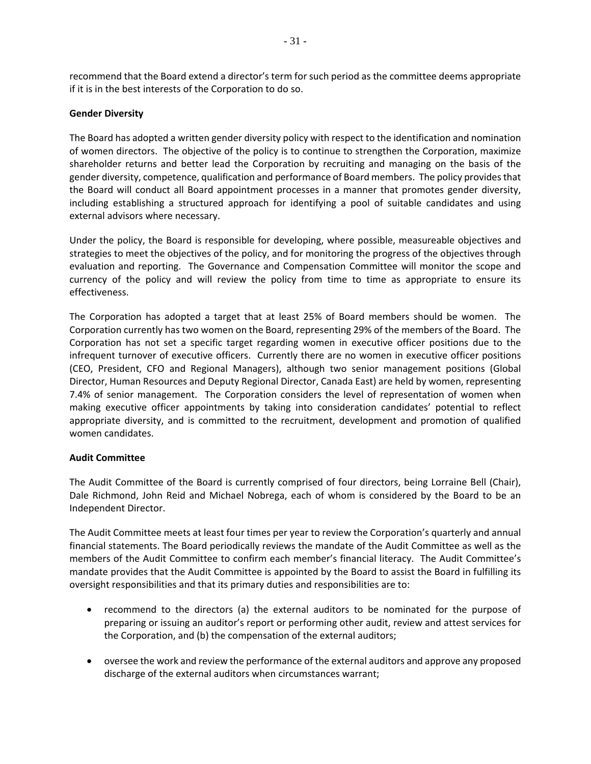recommend that the Board extend a director's term for such period as the committee deems appropriate if it is in the best interests of the Corporation to do so.

**Gender Diversity**

The Board has adopted a written gender diversity policy with respect to the identification and nomination of women directors. The objective of the policy is to continue to strengthen the Corporation, maximize shareholder returns and better lead the Corporation by recruiting and managing on the basis of the gender diversity, competence, qualification and performance of Board members. The policy provides that the Board will conduct all Board appointment processes in a manner that promotes gender diversity, including establishing a structured approach for identifying a pool of suitable candidates and using external advisors where necessary.

Under the policy, the Board is responsible for developing, where possible, measureable objectives and strategies to meet the objectives of the policy, and for monitoring the progress of the objectives through evaluation and reporting. The Governance and Compensation Committee will monitor the scope and currency of the policy and will review the policy from time to time as appropriate to ensure its effectiveness.

The Corporation has adopted a target that at least 25% of Board members should be women. The Corporation currently has two women on the Board, representing 29% of the members of the Board. The Corporation has not set a specific target regarding women in executive officer positions due to the infrequent turnover of executive officers. Currently there are no women in executive officer positions (CEO, President, CFO and Regional Managers), although two senior management positions (Global Director, Human Resources and Deputy Regional Director, Canada East) are held by women, representing 7.4% of senior management. The Corporation considers the level of representation of women when making executive officer appointments by taking into consideration candidates' potential to reflect appropriate diversity, and is committed to the recruitment, development and promotion of qualified women candidates.

**Audit Committee**

The Audit Committee of the Board is currently comprised of four directors, being Lorraine Bell (Chair), Dale Richmond, John Reid and Michael Nobrega, each of whom is considered by the Board to be an Independent Director.

The Audit Committee meets at least four times per year to review the Corporation's quarterly and annual financial statements. The Board periodically reviews the mandate of the Audit Committee as well as the members of the Audit Committee to confirm each member's financial literacy. The Audit Committee's mandate provides that the Audit Committee is appointed by the Board to assist the Board in fulfilling its oversight responsibilities and that its primary duties and responsibilities are to:

- recommend to the directors (a) the external auditors to be nominated for the purpose of preparing or issuing an auditor's report or performing other audit, review and attest services for the Corporation, and (b) the compensation of the external auditors;

- oversee the work and review the performance of the external auditors and approve any proposed discharge of the external auditors when circumstances warrant;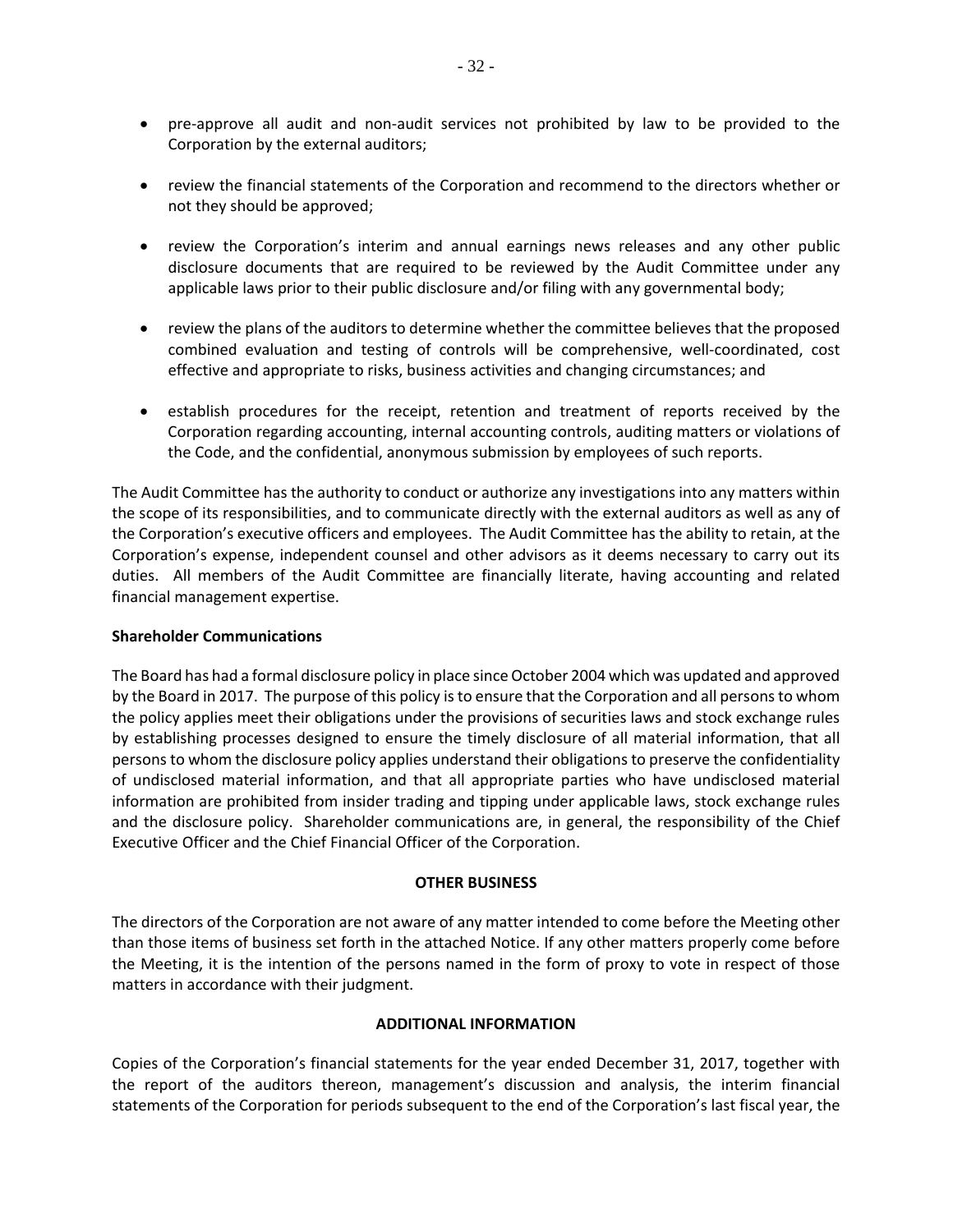- pre-approve all audit and non-audit services not prohibited by law to be provided to the Corporation by the external auditors;

- review the financial statements of the Corporation and recommend to the directors whether or not they should be approved;

- review the Corporation's interim and annual earnings news releases and any other public disclosure documents that are required to be reviewed by the Audit Committee under any applicable laws prior to their public disclosure and/or filing with any governmental body;

- review the plans of the auditors to determine whether the committee believes that the proposed combined evaluation and testing of controls will be comprehensive, well-coordinated, cost effective and appropriate to risks, business activities and changing circumstances; and

- establish procedures for the receipt, retention and treatment of reports received by the Corporation regarding accounting, internal accounting controls, auditing matters or violations of the Code, and the confidential, anonymous submission by employees of such reports.

The Audit Committee has the authority to conduct or authorize any investigations into any matters within the scope of its responsibilities, and to communicate directly with the external auditors as well as any of the Corporation's executive officers and employees. The Audit Committee has the ability to retain, at the Corporation's expense, independent counsel and other advisors as it deems necessary to carry out its duties. All members of the Audit Committee are financially literate, having accounting and related financial management expertise.

**Shareholder Communications**

The Board has had a formal disclosure policy in place since October 2004 which was updated and approved by the Board in 2017. The purpose of this policy is to ensure that the Corporation and all persons to whom the policy applies meet their obligations under the provisions of securities laws and stock exchange rules by establishing processes designed to ensure the timely disclosure of all material information, that all persons to whom the disclosure policy applies understand their obligations to preserve the confidentiality of undisclosed material information, and that all appropriate parties who have undisclosed material information are prohibited from insider trading and tipping under applicable laws, stock exchange rules and the disclosure policy. Shareholder communications are, in general, the responsibility of the Chief Executive Officer and the Chief Financial Officer of the Corporation.

## OTHER BUSINESS

The directors of the Corporation are not aware of any matter intended to come before the Meeting other than those items of business set forth in the attached Notice. If any other matters properly come before the Meeting, it is the intention of the persons named in the form of proxy to vote in respect of those matters in accordance with their judgment.

## ADDITIONAL INFORMATION

Copies of the Corporation's financial statements for the year ended December 31, 2017, together with the report of the auditors thereon, management's discussion and analysis, the interim financial statements of the Corporation for periods subsequent to the end of the Corporation's last fiscal year, the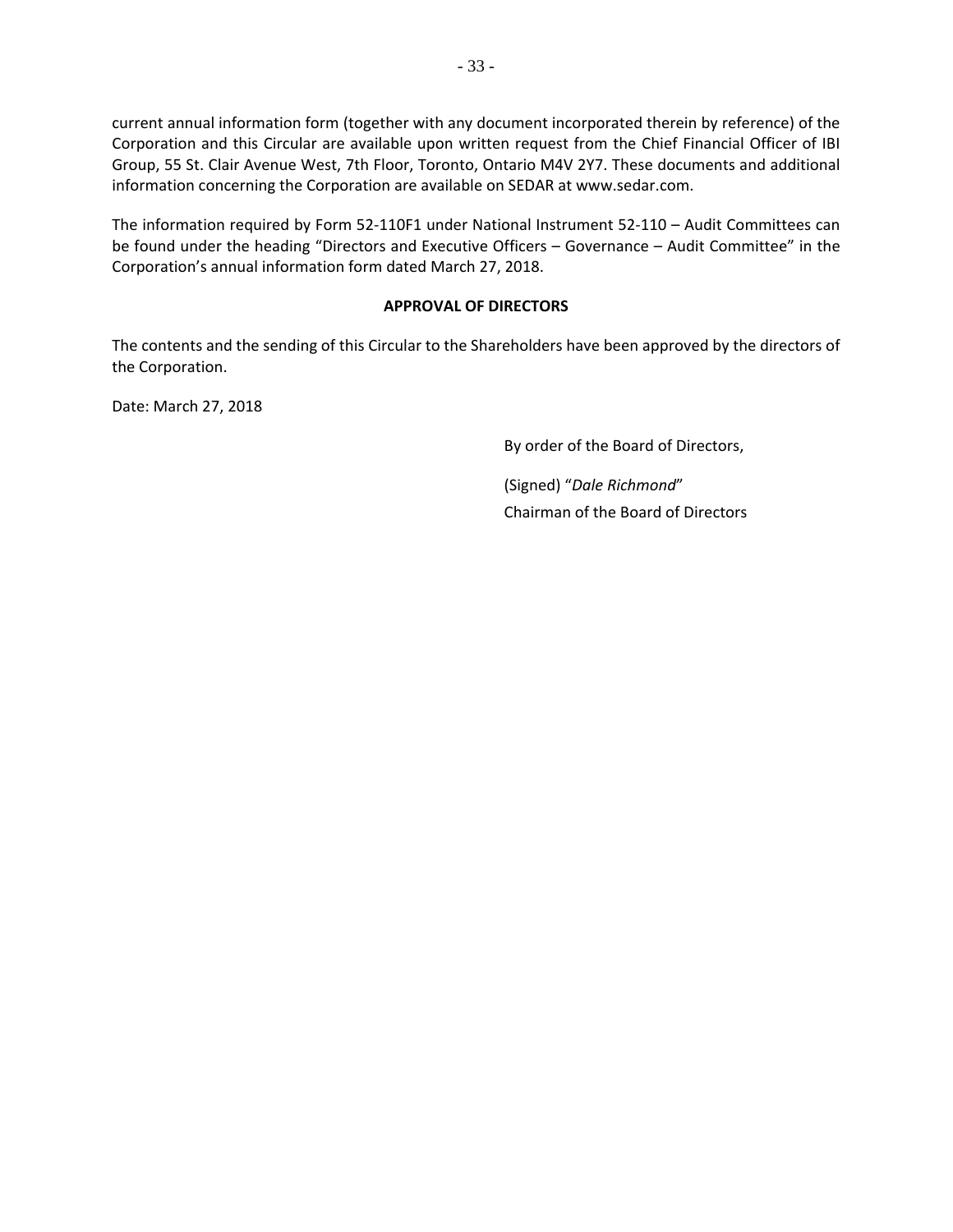current annual information form (together with any document incorporated therein by reference) of the Corporation and this Circular are available upon written request from the Chief Financial Officer of IBI Group, 55 St. Clair Avenue West, 7th Floor, Toronto, Ontario M4V 2Y7. These documents and additional information concerning the Corporation are available on SEDAR at www.sedar.com.

The information required by Form 52-110F1 under National Instrument 52-110 – Audit Committees can be found under the heading "Directors and Executive Officers – Governance – Audit Committee" in the Corporation's annual information form dated March 27, 2018.

## APPROVAL OF DIRECTORS

The contents and the sending of this Circular to the Shareholders have been approved by the directors of the Corporation.

Date: March 27, 2018

By order of the Board of Directors,

(Signed) "*Dale Richmond*"
Chairman of the Board of Directors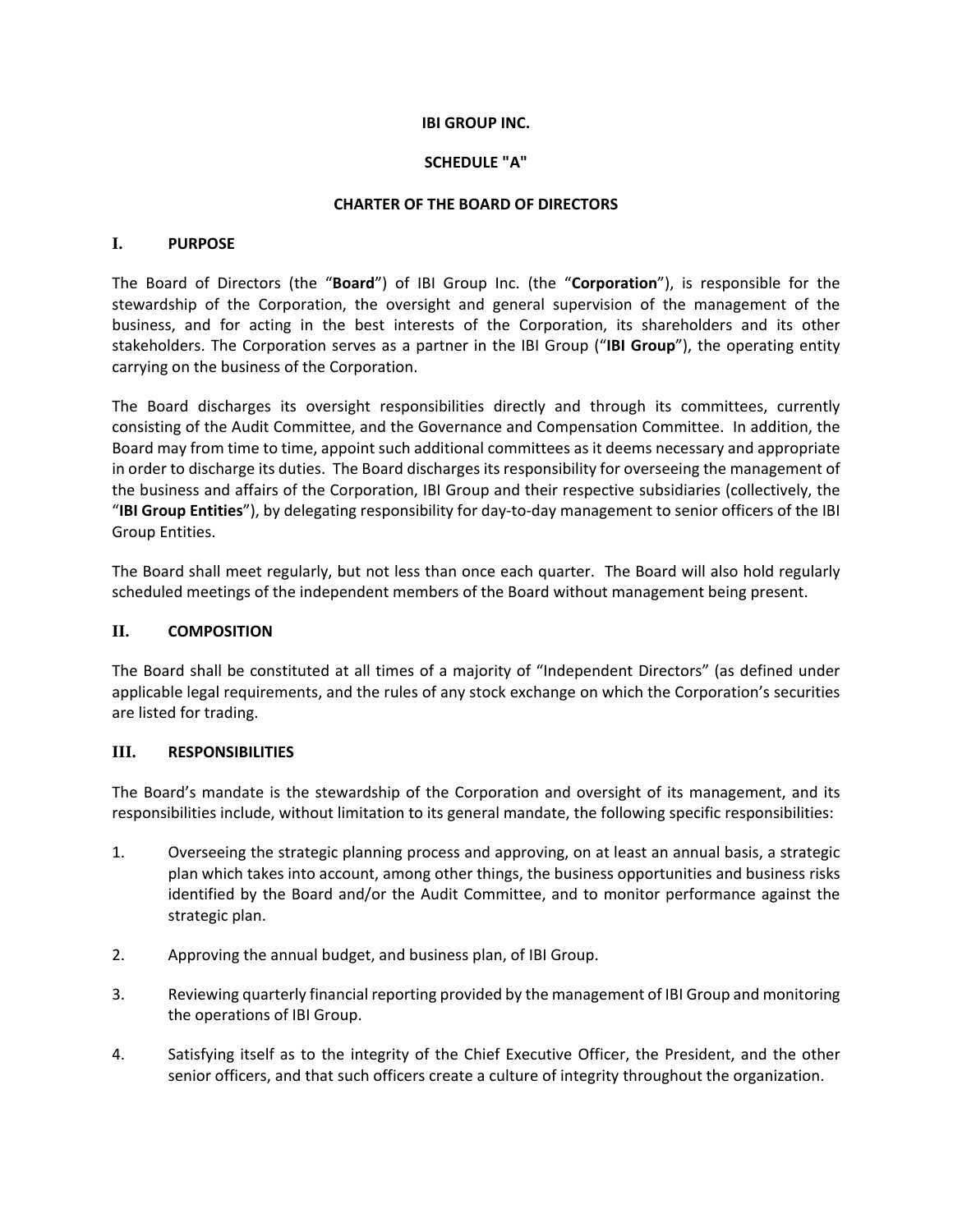**IBI GROUP INC.**

**SCHEDULE "A"**

**CHARTER OF THE BOARD OF DIRECTORS**

## I. PURPOSE

The Board of Directors (the "**Board**") of IBI Group Inc. (the "**Corporation**"), is responsible for the stewardship of the Corporation, the oversight and general supervision of the management of the business, and for acting in the best interests of the Corporation, its shareholders and its other stakeholders. The Corporation serves as a partner in the IBI Group ("**IBI Group**"), the operating entity carrying on the business of the Corporation.

The Board discharges its oversight responsibilities directly and through its committees, currently consisting of the Audit Committee, and the Governance and Compensation Committee. In addition, the Board may from time to time, appoint such additional committees as it deems necessary and appropriate in order to discharge its duties. The Board discharges its responsibility for overseeing the management of the business and affairs of the Corporation, IBI Group and their respective subsidiaries (collectively, the "**IBI Group Entities**"), by delegating responsibility for day-to-day management to senior officers of the IBI Group Entities.

The Board shall meet regularly, but not less than once each quarter. The Board will also hold regularly scheduled meetings of the independent members of the Board without management being present.

## II. COMPOSITION

The Board shall be constituted at all times of a majority of "Independent Directors" (as defined under applicable legal requirements, and the rules of any stock exchange on which the Corporation's securities are listed for trading.

## III. RESPONSIBILITIES

The Board's mandate is the stewardship of the Corporation and oversight of its management, and its responsibilities include, without limitation to its general mandate, the following specific responsibilities:

1. Overseeing the strategic planning process and approving, on at least an annual basis, a strategic plan which takes into account, among other things, the business opportunities and business risks identified by the Board and/or the Audit Committee, and to monitor performance against the strategic plan.

2. Approving the annual budget, and business plan, of IBI Group.

3. Reviewing quarterly financial reporting provided by the management of IBI Group and monitoring the operations of IBI Group.

4. Satisfying itself as to the integrity of the Chief Executive Officer, the President, and the other senior officers, and that such officers create a culture of integrity throughout the organization.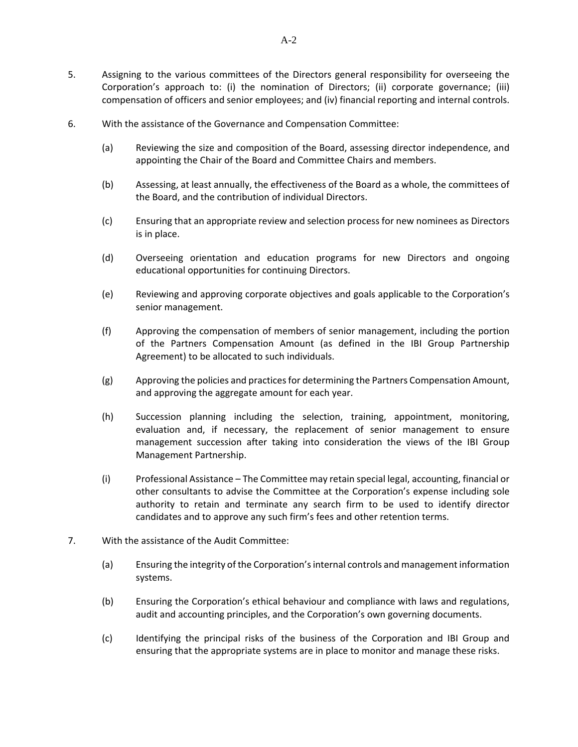5. Assigning to the various committees of the Directors general responsibility for overseeing the Corporation's approach to: (i) the nomination of Directors; (ii) corporate governance; (iii) compensation of officers and senior employees; and (iv) financial reporting and internal controls.

6. With the assistance of the Governance and Compensation Committee:

   (a) Reviewing the size and composition of the Board, assessing director independence, and appointing the Chair of the Board and Committee Chairs and members.

   (b) Assessing, at least annually, the effectiveness of the Board as a whole, the committees of the Board, and the contribution of individual Directors.

   (c) Ensuring that an appropriate review and selection process for new nominees as Directors is in place.

   (d) Overseeing orientation and education programs for new Directors and ongoing educational opportunities for continuing Directors.

   (e) Reviewing and approving corporate objectives and goals applicable to the Corporation's senior management.

   (f) Approving the compensation of members of senior management, including the portion of the Partners Compensation Amount (as defined in the IBI Group Partnership Agreement) to be allocated to such individuals.

   (g) Approving the policies and practices for determining the Partners Compensation Amount, and approving the aggregate amount for each year.

   (h) Succession planning including the selection, training, appointment, monitoring, evaluation and, if necessary, the replacement of senior management to ensure management succession after taking into consideration the views of the IBI Group Management Partnership.

   (i) Professional Assistance – The Committee may retain special legal, accounting, financial or other consultants to advise the Committee at the Corporation's expense including sole authority to retain and terminate any search firm to be used to identify director candidates and to approve any such firm's fees and other retention terms.

7. With the assistance of the Audit Committee:

   (a) Ensuring the integrity of the Corporation's internal controls and management information systems.

   (b) Ensuring the Corporation's ethical behaviour and compliance with laws and regulations, audit and accounting principles, and the Corporation's own governing documents.

   (c) Identifying the principal risks of the business of the Corporation and IBI Group and ensuring that the appropriate systems are in place to monitor and manage these risks.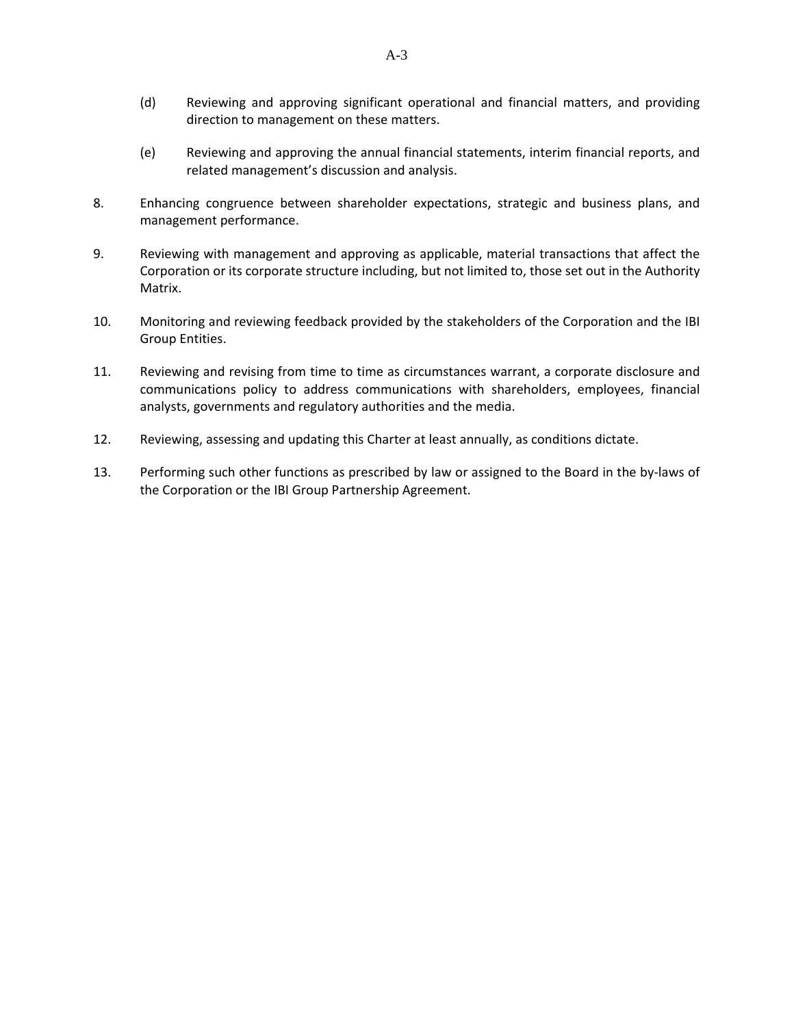(d) Reviewing and approving significant operational and financial matters, and providing direction to management on these matters.

(e) Reviewing and approving the annual financial statements, interim financial reports, and related management's discussion and analysis.

8. Enhancing congruence between shareholder expectations, strategic and business plans, and management performance.

9. Reviewing with management and approving as applicable, material transactions that affect the Corporation or its corporate structure including, but not limited to, those set out in the Authority Matrix.

10. Monitoring and reviewing feedback provided by the stakeholders of the Corporation and the IBI Group Entities.

11. Reviewing and revising from time to time as circumstances warrant, a corporate disclosure and communications policy to address communications with shareholders, employees, financial analysts, governments and regulatory authorities and the media.

12. Reviewing, assessing and updating this Charter at least annually, as conditions dictate.

13. Performing such other functions as prescribed by law or assigned to the Board in the by-laws of the Corporation or the IBI Group Partnership Agreement.